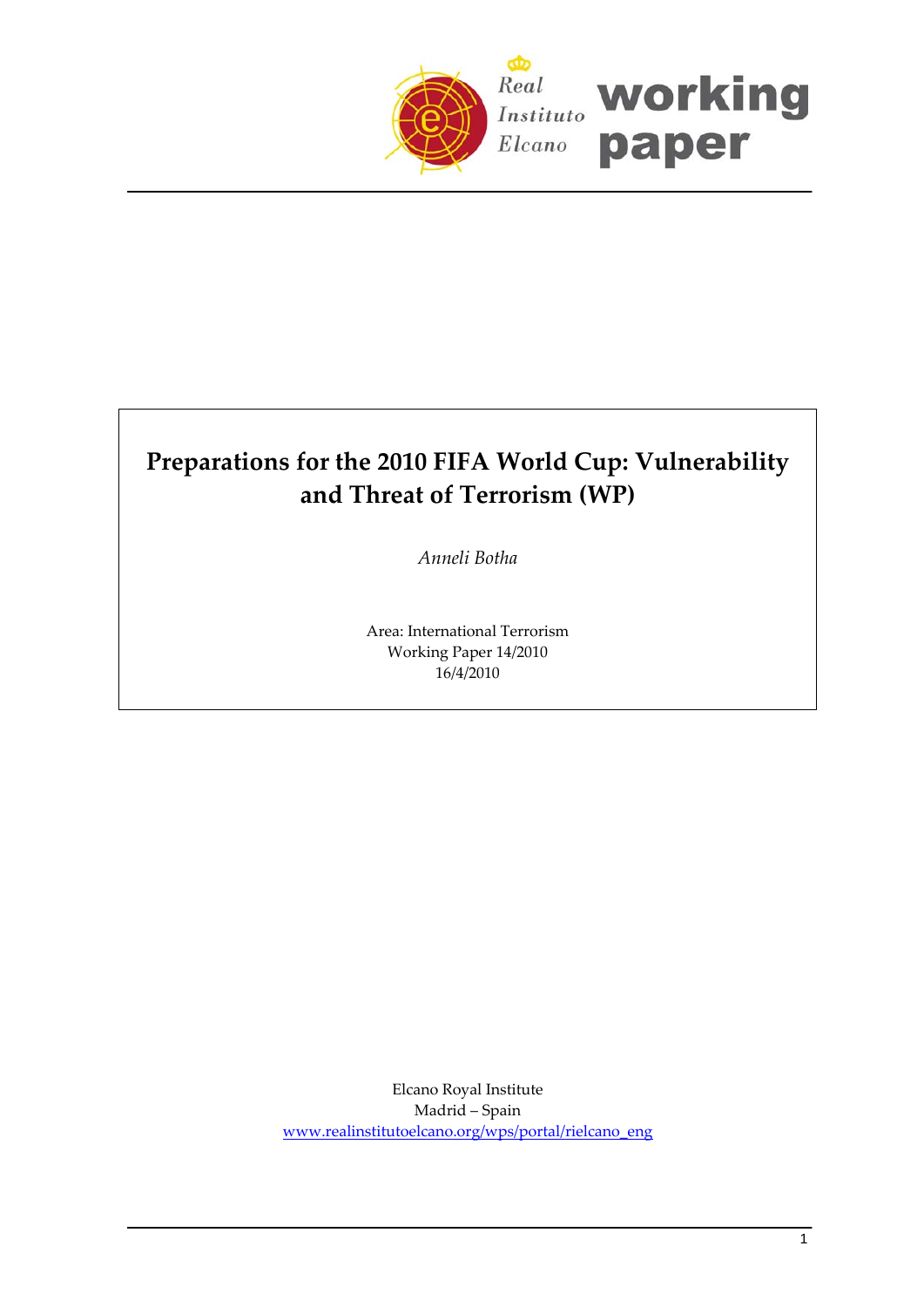Real Instituto Elcano **working paper**

# Preparations for the 2010 FIFA World Cup: Vulnerability and Threat of Terrorism (WP)

*Anneli Botha*

Area: International Terrorism
Working Paper 14/2010
16/4/2010

Elcano Royal Institute
Madrid – Spain
www.realinstitutoelcano.org/wps/portal/rielcano_eng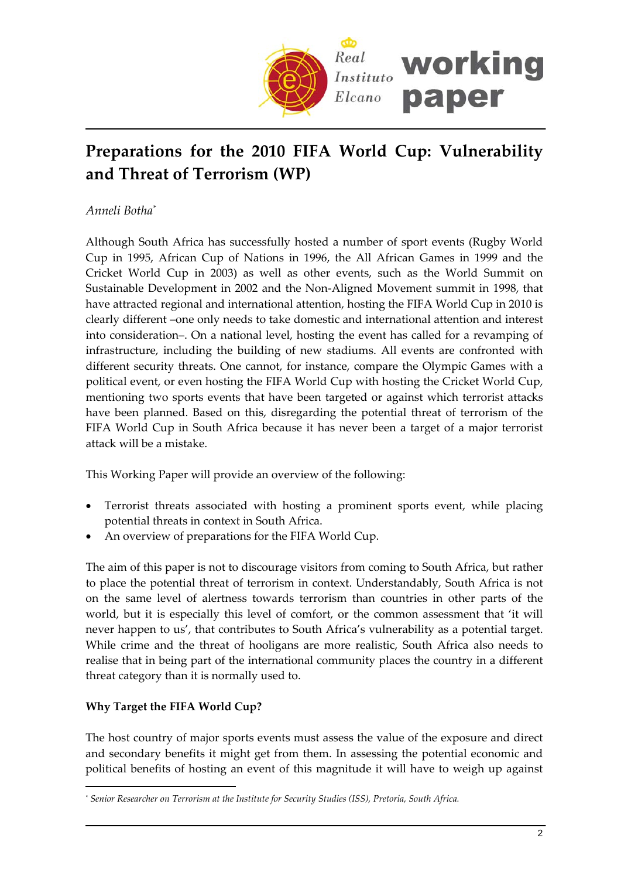# Preparations for the 2010 FIFA World Cup: Vulnerability and Threat of Terrorism (WP)

*Anneli Botha*[*]

Although South Africa has successfully hosted a number of sport events (Rugby World Cup in 1995, African Cup of Nations in 1996, the All African Games in 1999 and the Cricket World Cup in 2003) as well as other events, such as the World Summit on Sustainable Development in 2002 and the Non-Aligned Movement summit in 1998, that have attracted regional and international attention, hosting the FIFA World Cup in 2010 is clearly different –one only needs to take domestic and international attention and interest into consideration–. On a national level, hosting the event has called for a revamping of infrastructure, including the building of new stadiums. All events are confronted with different security threats. One cannot, for instance, compare the Olympic Games with a political event, or even hosting the FIFA World Cup with hosting the Cricket World Cup, mentioning two sports events that have been targeted or against which terrorist attacks have been planned. Based on this, disregarding the potential threat of terrorism of the FIFA World Cup in South Africa because it has never been a target of a major terrorist attack will be a mistake.

This Working Paper will provide an overview of the following:

- Terrorist threats associated with hosting a prominent sports event, while placing potential threats in context in South Africa.
- An overview of preparations for the FIFA World Cup.

The aim of this paper is not to discourage visitors from coming to South Africa, but rather to place the potential threat of terrorism in context. Understandably, South Africa is not on the same level of alertness towards terrorism than countries in other parts of the world, but it is especially this level of comfort, or the common assessment that 'it will never happen to us', that contributes to South Africa's vulnerability as a potential target. While crime and the threat of hooligans are more realistic, South Africa also needs to realise that in being part of the international community places the country in a different threat category than it is normally used to.

**Why Target the FIFA World Cup?**

The host country of major sports events must assess the value of the exposure and direct and secondary benefits it might get from them. In assessing the potential economic and political benefits of hosting an event of this magnitude it will have to weigh up against

---

[*] *Senior Researcher on Terrorism at the Institute for Security Studies (ISS), Pretoria, South Africa.*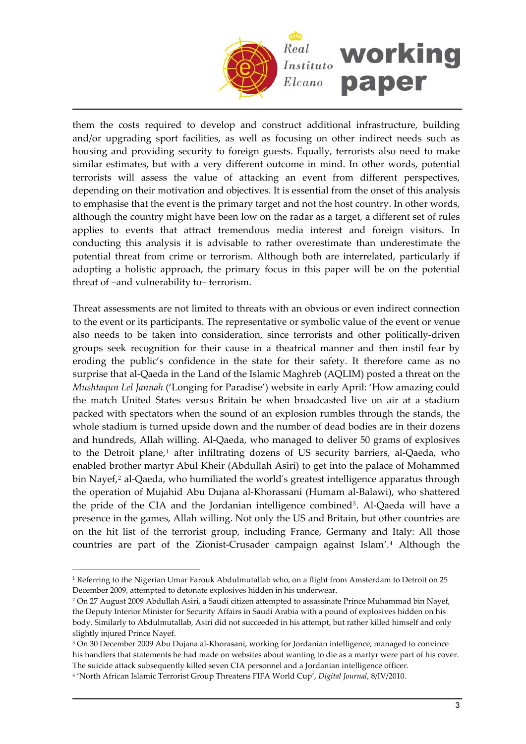them the costs required to develop and construct additional infrastructure, building and/or upgrading sport facilities, as well as focusing on other indirect needs such as housing and providing security to foreign guests. Equally, terrorists also need to make similar estimates, but with a very different outcome in mind. In other words, potential terrorists will assess the value of attacking an event from different perspectives, depending on their motivation and objectives. It is essential from the onset of this analysis to emphasise that the event is the primary target and not the host country. In other words, although the country might have been low on the radar as a target, a different set of rules applies to events that attract tremendous media interest and foreign visitors. In conducting this analysis it is advisable to rather overestimate than underestimate the potential threat from crime or terrorism. Although both are interrelated, particularly if adopting a holistic approach, the primary focus in this paper will be on the potential threat of –and vulnerability to– terrorism.

Threat assessments are not limited to threats with an obvious or even indirect connection to the event or its participants. The representative or symbolic value of the event or venue also needs to be taken into consideration, since terrorists and other politically-driven groups seek recognition for their cause in a theatrical manner and then instil fear by eroding the public's confidence in the state for their safety. It therefore came as no surprise that al-Qaeda in the Land of the Islamic Maghreb (AQLIM) posted a threat on the *Mushtaqun Lel Jannah* ('Longing for Paradise') website in early April: 'How amazing could the match United States versus Britain be when broadcasted live on air at a stadium packed with spectators when the sound of an explosion rumbles through the stands, the whole stadium is turned upside down and the number of dead bodies are in their dozens and hundreds, Allah willing. Al-Qaeda, who managed to deliver 50 grams of explosives to the Detroit plane,[1] after infiltrating dozens of US security barriers, al-Qaeda, who enabled brother martyr Abul Kheir (Abdullah Asiri) to get into the palace of Mohammed bin Nayef,[2] al-Qaeda, who humiliated the world's greatest intelligence apparatus through the operation of Mujahid Abu Dujana al-Khorassani (Humam al-Balawi), who shattered the pride of the CIA and the Jordanian intelligence combined[3]. Al-Qaeda will have a presence in the games, Allah willing. Not only the US and Britain, but other countries are on the hit list of the terrorist group, including France, Germany and Italy: All those countries are part of the Zionist-Crusader campaign against Islam'.[4] Although the

---

[1] Referring to the Nigerian Umar Farouk Abdulmutallab who, on a flight from Amsterdam to Detroit on 25 December 2009, attempted to detonate explosives hidden in his underwear.

[2] On 27 August 2009 Abdullah Asiri, a Saudi citizen attempted to assassinate Prince Muhammad bin Nayef, the Deputy Interior Minister for Security Affairs in Saudi Arabia with a pound of explosives hidden on his body. Similarly to Abdulmutallab, Asiri did not succeeded in his attempt, but rather killed himself and only slightly injured Prince Nayef.

[3] On 30 December 2009 Abu Dujana al-Khorasani, working for Jordanian intelligence, managed to convince his handlers that statements he had made on websites about wanting to die as a martyr were part of his cover. The suicide attack subsequently killed seven CIA personnel and a Jordanian intelligence officer.

[4] 'North African Islamic Terrorist Group Threatens FIFA World Cup', *Digital Journal*, 8/IV/2010.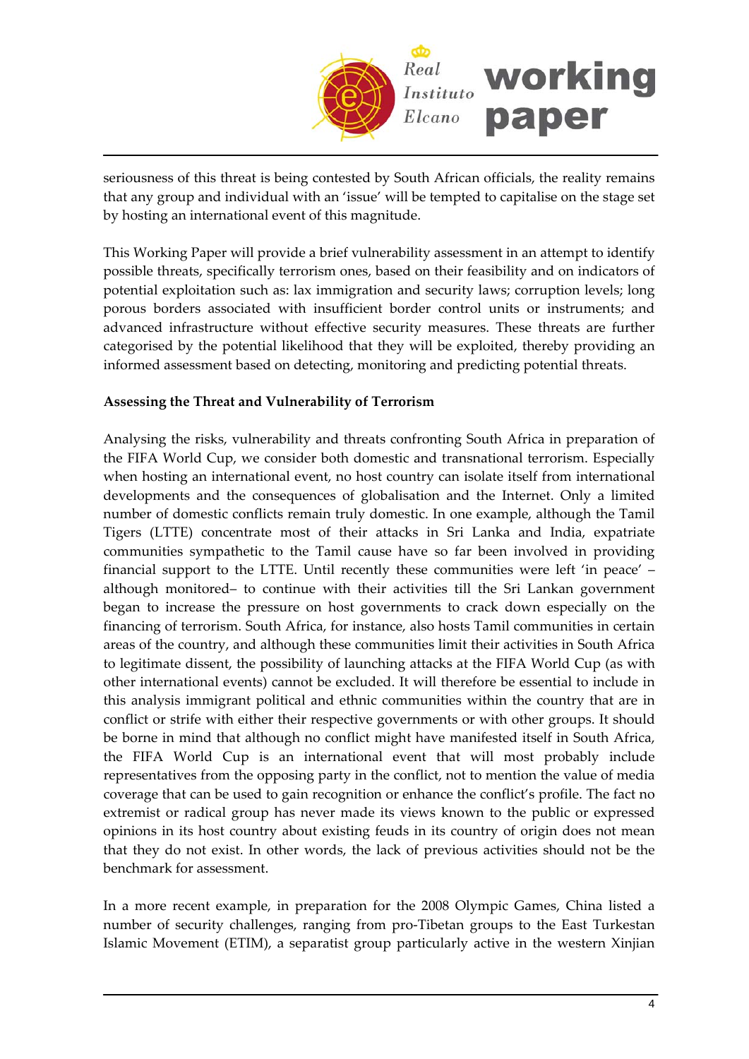seriousness of this threat is being contested by South African officials, the reality remains that any group and individual with an 'issue' will be tempted to capitalise on the stage set by hosting an international event of this magnitude.

This Working Paper will provide a brief vulnerability assessment in an attempt to identify possible threats, specifically terrorism ones, based on their feasibility and on indicators of potential exploitation such as: lax immigration and security laws; corruption levels; long porous borders associated with insufficient border control units or instruments; and advanced infrastructure without effective security measures. These threats are further categorised by the potential likelihood that they will be exploited, thereby providing an informed assessment based on detecting, monitoring and predicting potential threats.

**Assessing the Threat and Vulnerability of Terrorism**

Analysing the risks, vulnerability and threats confronting South Africa in preparation of the FIFA World Cup, we consider both domestic and transnational terrorism. Especially when hosting an international event, no host country can isolate itself from international developments and the consequences of globalisation and the Internet. Only a limited number of domestic conflicts remain truly domestic. In one example, although the Tamil Tigers (LTTE) concentrate most of their attacks in Sri Lanka and India, expatriate communities sympathetic to the Tamil cause have so far been involved in providing financial support to the LTTE. Until recently these communities were left 'in peace' – although monitored– to continue with their activities till the Sri Lankan government began to increase the pressure on host governments to crack down especially on the financing of terrorism. South Africa, for instance, also hosts Tamil communities in certain areas of the country, and although these communities limit their activities in South Africa to legitimate dissent, the possibility of launching attacks at the FIFA World Cup (as with other international events) cannot be excluded. It will therefore be essential to include in this analysis immigrant political and ethnic communities within the country that are in conflict or strife with either their respective governments or with other groups. It should be borne in mind that although no conflict might have manifested itself in South Africa, the FIFA World Cup is an international event that will most probably include representatives from the opposing party in the conflict, not to mention the value of media coverage that can be used to gain recognition or enhance the conflict's profile. The fact no extremist or radical group has never made its views known to the public or expressed opinions in its host country about existing feuds in its country of origin does not mean that they do not exist. In other words, the lack of previous activities should not be the benchmark for assessment.

In a more recent example, in preparation for the 2008 Olympic Games, China listed a number of security challenges, ranging from pro-Tibetan groups to the East Turkestan Islamic Movement (ETIM), a separatist group particularly active in the western Xinjian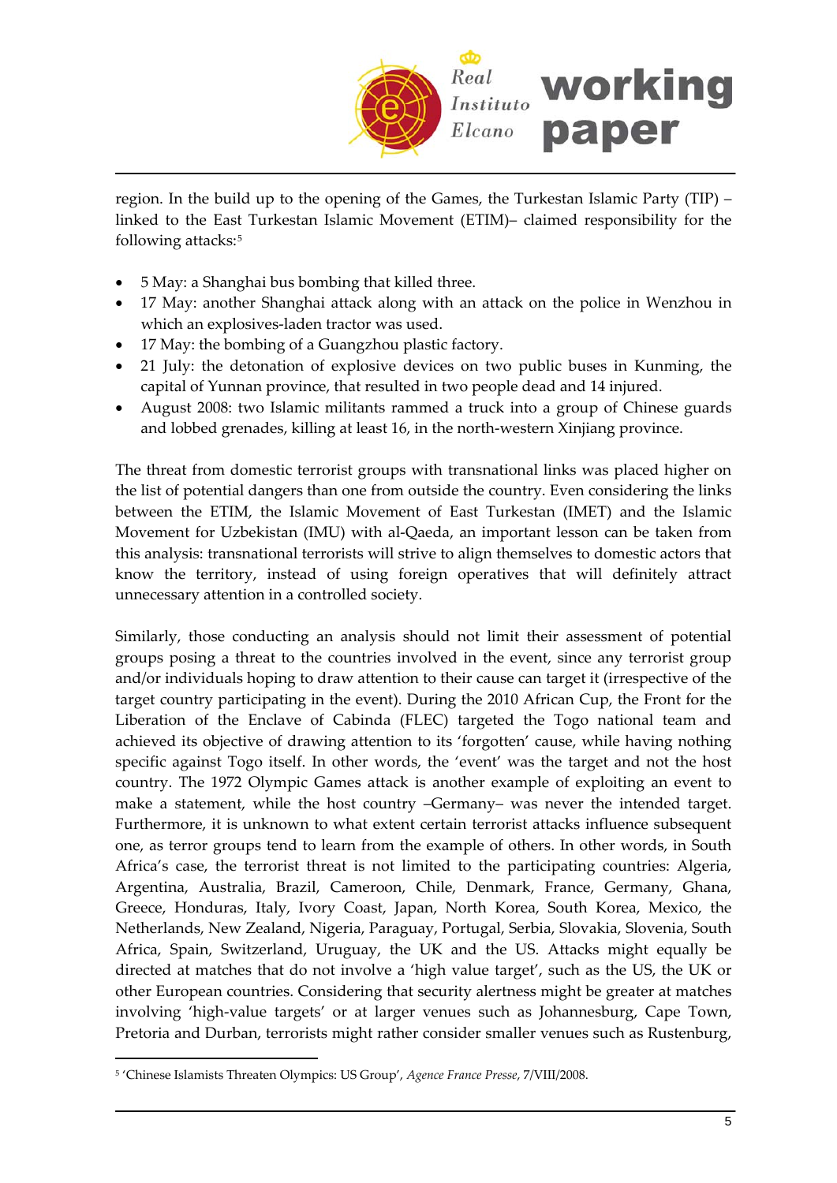region. In the build up to the opening of the Games, the Turkestan Islamic Party (TIP) – linked to the East Turkestan Islamic Movement (ETIM)– claimed responsibility for the following attacks:[5]

- 5 May: a Shanghai bus bombing that killed three.
- 17 May: another Shanghai attack along with an attack on the police in Wenzhou in which an explosives-laden tractor was used.
- 17 May: the bombing of a Guangzhou plastic factory.
- 21 July: the detonation of explosive devices on two public buses in Kunming, the capital of Yunnan province, that resulted in two people dead and 14 injured.
- August 2008: two Islamic militants rammed a truck into a group of Chinese guards and lobbed grenades, killing at least 16, in the north-western Xinjiang province.

The threat from domestic terrorist groups with transnational links was placed higher on the list of potential dangers than one from outside the country. Even considering the links between the ETIM, the Islamic Movement of East Turkestan (IMET) and the Islamic Movement for Uzbekistan (IMU) with al-Qaeda, an important lesson can be taken from this analysis: transnational terrorists will strive to align themselves to domestic actors that know the territory, instead of using foreign operatives that will definitely attract unnecessary attention in a controlled society.

Similarly, those conducting an analysis should not limit their assessment of potential groups posing a threat to the countries involved in the event, since any terrorist group and/or individuals hoping to draw attention to their cause can target it (irrespective of the target country participating in the event). During the 2010 African Cup, the Front for the Liberation of the Enclave of Cabinda (FLEC) targeted the Togo national team and achieved its objective of drawing attention to its 'forgotten' cause, while having nothing specific against Togo itself. In other words, the 'event' was the target and not the host country. The 1972 Olympic Games attack is another example of exploiting an event to make a statement, while the host country –Germany– was never the intended target. Furthermore, it is unknown to what extent certain terrorist attacks influence subsequent one, as terror groups tend to learn from the example of others. In other words, in South Africa's case, the terrorist threat is not limited to the participating countries: Algeria, Argentina, Australia, Brazil, Cameroon, Chile, Denmark, France, Germany, Ghana, Greece, Honduras, Italy, Ivory Coast, Japan, North Korea, South Korea, Mexico, the Netherlands, New Zealand, Nigeria, Paraguay, Portugal, Serbia, Slovakia, Slovenia, South Africa, Spain, Switzerland, Uruguay, the UK and the US. Attacks might equally be directed at matches that do not involve a 'high value target', such as the US, the UK or other European countries. Considering that security alertness might be greater at matches involving 'high-value targets' or at larger venues such as Johannesburg, Cape Town, Pretoria and Durban, terrorists might rather consider smaller venues such as Rustenburg,

[5] 'Chinese Islamists Threaten Olympics: US Group', *Agence France Presse*, 7/VIII/2008.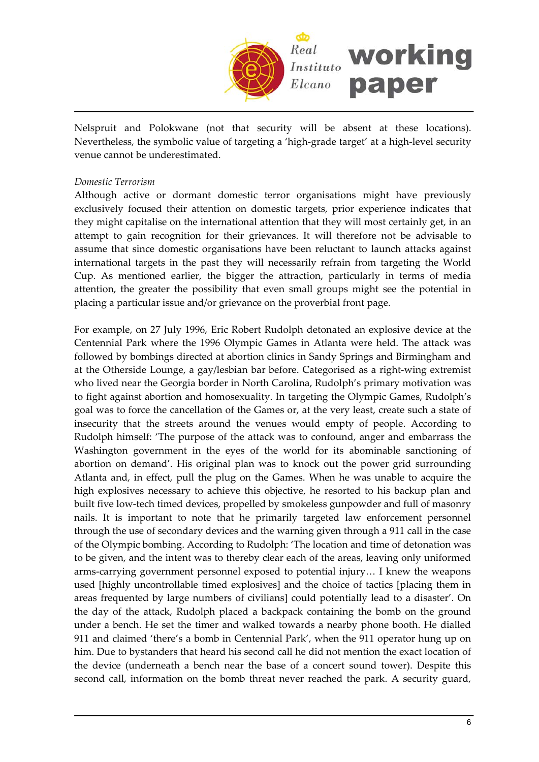Nelspruit and Polokwane (not that security will be absent at these locations). Nevertheless, the symbolic value of targeting a 'high-grade target' at a high-level security venue cannot be underestimated.

*Domestic Terrorism*

Although active or dormant domestic terror organisations might have previously exclusively focused their attention on domestic targets, prior experience indicates that they might capitalise on the international attention that they will most certainly get, in an attempt to gain recognition for their grievances. It will therefore not be advisable to assume that since domestic organisations have been reluctant to launch attacks against international targets in the past they will necessarily refrain from targeting the World Cup. As mentioned earlier, the bigger the attraction, particularly in terms of media attention, the greater the possibility that even small groups might see the potential in placing a particular issue and/or grievance on the proverbial front page.

For example, on 27 July 1996, Eric Robert Rudolph detonated an explosive device at the Centennial Park where the 1996 Olympic Games in Atlanta were held. The attack was followed by bombings directed at abortion clinics in Sandy Springs and Birmingham and at the Otherside Lounge, a gay/lesbian bar before. Categorised as a right-wing extremist who lived near the Georgia border in North Carolina, Rudolph's primary motivation was to fight against abortion and homosexuality. In targeting the Olympic Games, Rudolph's goal was to force the cancellation of the Games or, at the very least, create such a state of insecurity that the streets around the venues would empty of people. According to Rudolph himself: 'The purpose of the attack was to confound, anger and embarrass the Washington government in the eyes of the world for its abominable sanctioning of abortion on demand'. His original plan was to knock out the power grid surrounding Atlanta and, in effect, pull the plug on the Games. When he was unable to acquire the high explosives necessary to achieve this objective, he resorted to his backup plan and built five low-tech timed devices, propelled by smokeless gunpowder and full of masonry nails. It is important to note that he primarily targeted law enforcement personnel through the use of secondary devices and the warning given through a 911 call in the case of the Olympic bombing. According to Rudolph: 'The location and time of detonation was to be given, and the intent was to thereby clear each of the areas, leaving only uniformed arms-carrying government personnel exposed to potential injury… I knew the weapons used [highly uncontrollable timed explosives] and the choice of tactics [placing them in areas frequented by large numbers of civilians] could potentially lead to a disaster'. On the day of the attack, Rudolph placed a backpack containing the bomb on the ground under a bench. He set the timer and walked towards a nearby phone booth. He dialled 911 and claimed 'there's a bomb in Centennial Park', when the 911 operator hung up on him. Due to bystanders that heard his second call he did not mention the exact location of the device (underneath a bench near the base of a concert sound tower). Despite this second call, information on the bomb threat never reached the park. A security guard,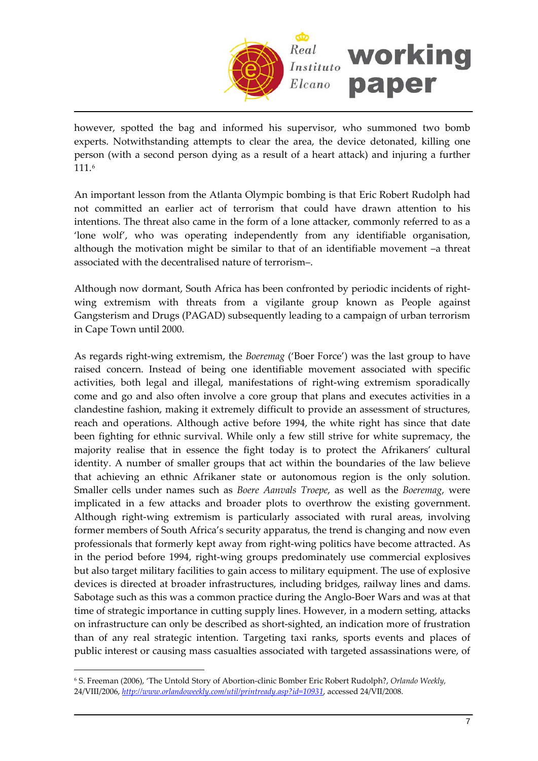however, spotted the bag and informed his supervisor, who summoned two bomb experts. Notwithstanding attempts to clear the area, the device detonated, killing one person (with a second person dying as a result of a heart attack) and injuring a further 111.[6]

An important lesson from the Atlanta Olympic bombing is that Eric Robert Rudolph had not committed an earlier act of terrorism that could have drawn attention to his intentions. The threat also came in the form of a lone attacker, commonly referred to as a 'lone wolf', who was operating independently from any identifiable organisation, although the motivation might be similar to that of an identifiable movement –a threat associated with the decentralised nature of terrorism–.

Although now dormant, South Africa has been confronted by periodic incidents of right-wing extremism with threats from a vigilante group known as People against Gangsterism and Drugs (PAGAD) subsequently leading to a campaign of urban terrorism in Cape Town until 2000.

As regards right-wing extremism, the *Boeremag* ('Boer Force') was the last group to have raised concern. Instead of being one identifiable movement associated with specific activities, both legal and illegal, manifestations of right-wing extremism sporadically come and go and also often involve a core group that plans and executes activities in a clandestine fashion, making it extremely difficult to provide an assessment of structures, reach and operations. Although active before 1994, the white right has since that date been fighting for ethnic survival. While only a few still strive for white supremacy, the majority realise that in essence the fight today is to protect the Afrikaners' cultural identity. A number of smaller groups that act within the boundaries of the law believe that achieving an ethnic Afrikaner state or autonomous region is the only solution. Smaller cells under names such as *Boere Aanvals Troepe*, as well as the *Boeremag*, were implicated in a few attacks and broader plots to overthrow the existing government. Although right-wing extremism is particularly associated with rural areas, involving former members of South Africa's security apparatus, the trend is changing and now even professionals that formerly kept away from right-wing politics have become attracted. As in the period before 1994, right-wing groups predominately use commercial explosives but also target military facilities to gain access to military equipment. The use of explosive devices is directed at broader infrastructures, including bridges, railway lines and dams. Sabotage such as this was a common practice during the Anglo-Boer Wars and was at that time of strategic importance in cutting supply lines. However, in a modern setting, attacks on infrastructure can only be described as short-sighted, an indication more of frustration than of any real strategic intention. Targeting taxi ranks, sports events and places of public interest or causing mass casualties associated with targeted assassinations were, of

---

[6] S. Freeman (2006), 'The Untold Story of Abortion-clinic Bomber Eric Robert Rudolph?, *Orlando Weekly*, 24/VIII/2006, http://www.orlandoweekly.com/util/printready.asp?id=10931, accessed 24/VII/2008.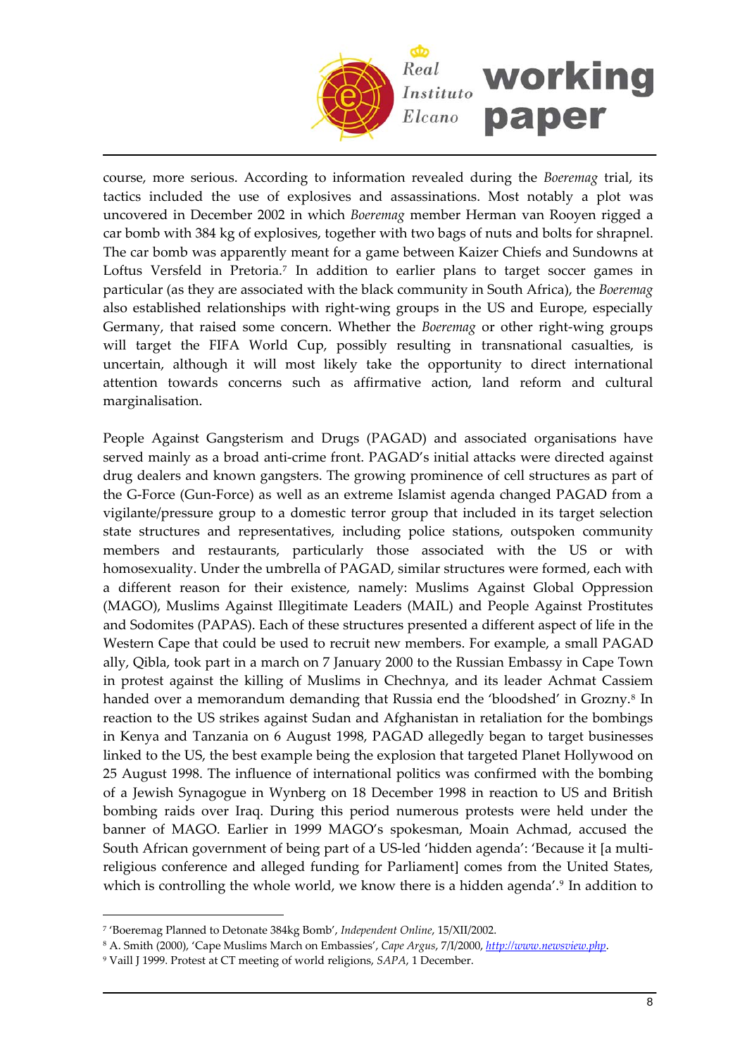course, more serious. According to information revealed during the *Boeremag* trial, its tactics included the use of explosives and assassinations. Most notably a plot was uncovered in December 2002 in which *Boeremag* member Herman van Rooyen rigged a car bomb with 384 kg of explosives, together with two bags of nuts and bolts for shrapnel. The car bomb was apparently meant for a game between Kaizer Chiefs and Sundowns at Loftus Versfeld in Pretoria.[7] In addition to earlier plans to target soccer games in particular (as they are associated with the black community in South Africa), the *Boeremag* also established relationships with right-wing groups in the US and Europe, especially Germany, that raised some concern. Whether the *Boeremag* or other right-wing groups will target the FIFA World Cup, possibly resulting in transnational casualties, is uncertain, although it will most likely take the opportunity to direct international attention towards concerns such as affirmative action, land reform and cultural marginalisation.

People Against Gangsterism and Drugs (PAGAD) and associated organisations have served mainly as a broad anti-crime front. PAGAD's initial attacks were directed against drug dealers and known gangsters. The growing prominence of cell structures as part of the G-Force (Gun-Force) as well as an extreme Islamist agenda changed PAGAD from a vigilante/pressure group to a domestic terror group that included in its target selection state structures and representatives, including police stations, outspoken community members and restaurants, particularly those associated with the US or with homosexuality. Under the umbrella of PAGAD, similar structures were formed, each with a different reason for their existence, namely: Muslims Against Global Oppression (MAGO), Muslims Against Illegitimate Leaders (MAIL) and People Against Prostitutes and Sodomites (PAPAS). Each of these structures presented a different aspect of life in the Western Cape that could be used to recruit new members. For example, a small PAGAD ally, Qibla, took part in a march on 7 January 2000 to the Russian Embassy in Cape Town in protest against the killing of Muslims in Chechnya, and its leader Achmat Cassiem handed over a memorandum demanding that Russia end the 'bloodshed' in Grozny.[8] In reaction to the US strikes against Sudan and Afghanistan in retaliation for the bombings in Kenya and Tanzania on 6 August 1998, PAGAD allegedly began to target businesses linked to the US, the best example being the explosion that targeted Planet Hollywood on 25 August 1998. The influence of international politics was confirmed with the bombing of a Jewish Synagogue in Wynberg on 18 December 1998 in reaction to US and British bombing raids over Iraq. During this period numerous protests were held under the banner of MAGO. Earlier in 1999 MAGO's spokesman, Moain Achmad, accused the South African government of being part of a US-led 'hidden agenda': 'Because it [a multi-religious conference and alleged funding for Parliament] comes from the United States, which is controlling the whole world, we know there is a hidden agenda'.[9] In addition to

---

[7] 'Boeremag Planned to Detonate 384kg Bomb', *Independent Online*, 15/XII/2002.

[8] A. Smith (2000), 'Cape Muslims March on Embassies', *Cape Argus*, 7/I/2000, *http://www.newsview.php*.

[9] Vaill J 1999. Protest at CT meeting of world religions, *SAPA*, 1 December.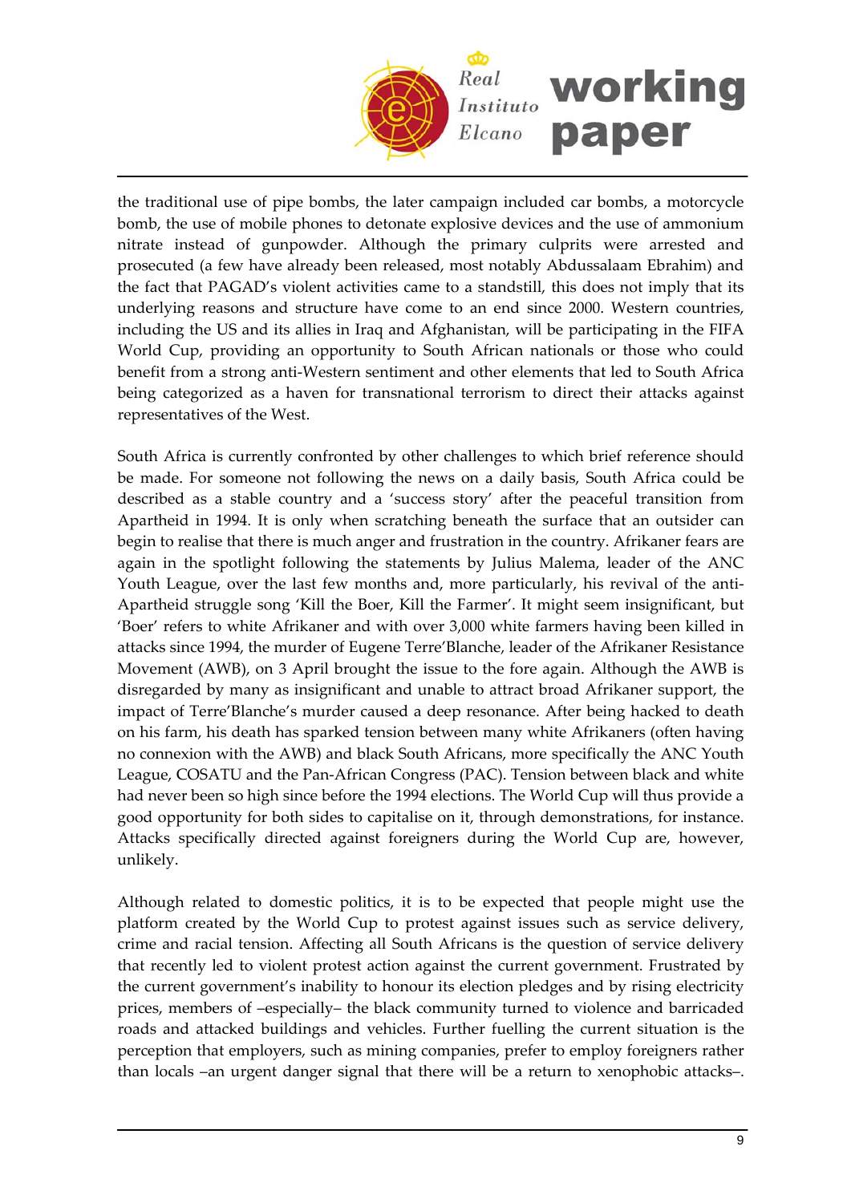the traditional use of pipe bombs, the later campaign included car bombs, a motorcycle bomb, the use of mobile phones to detonate explosive devices and the use of ammonium nitrate instead of gunpowder. Although the primary culprits were arrested and prosecuted (a few have already been released, most notably Abdussalaam Ebrahim) and the fact that PAGAD's violent activities came to a standstill, this does not imply that its underlying reasons and structure have come to an end since 2000. Western countries, including the US and its allies in Iraq and Afghanistan, will be participating in the FIFA World Cup, providing an opportunity to South African nationals or those who could benefit from a strong anti-Western sentiment and other elements that led to South Africa being categorized as a haven for transnational terrorism to direct their attacks against representatives of the West.

South Africa is currently confronted by other challenges to which brief reference should be made. For someone not following the news on a daily basis, South Africa could be described as a stable country and a 'success story' after the peaceful transition from Apartheid in 1994. It is only when scratching beneath the surface that an outsider can begin to realise that there is much anger and frustration in the country. Afrikaner fears are again in the spotlight following the statements by Julius Malema, leader of the ANC Youth League, over the last few months and, more particularly, his revival of the anti-Apartheid struggle song 'Kill the Boer, Kill the Farmer'. It might seem insignificant, but 'Boer' refers to white Afrikaner and with over 3,000 white farmers having been killed in attacks since 1994, the murder of Eugene Terre'Blanche, leader of the Afrikaner Resistance Movement (AWB), on 3 April brought the issue to the fore again. Although the AWB is disregarded by many as insignificant and unable to attract broad Afrikaner support, the impact of Terre'Blanche's murder caused a deep resonance. After being hacked to death on his farm, his death has sparked tension between many white Afrikaners (often having no connexion with the AWB) and black South Africans, more specifically the ANC Youth League, COSATU and the Pan-African Congress (PAC). Tension between black and white had never been so high since before the 1994 elections. The World Cup will thus provide a good opportunity for both sides to capitalise on it, through demonstrations, for instance. Attacks specifically directed against foreigners during the World Cup are, however, unlikely.

Although related to domestic politics, it is to be expected that people might use the platform created by the World Cup to protest against issues such as service delivery, crime and racial tension. Affecting all South Africans is the question of service delivery that recently led to violent protest action against the current government. Frustrated by the current government's inability to honour its election pledges and by rising electricity prices, members of –especially– the black community turned to violence and barricaded roads and attacked buildings and vehicles. Further fuelling the current situation is the perception that employers, such as mining companies, prefer to employ foreigners rather than locals –an urgent danger signal that there will be a return to xenophobic attacks–.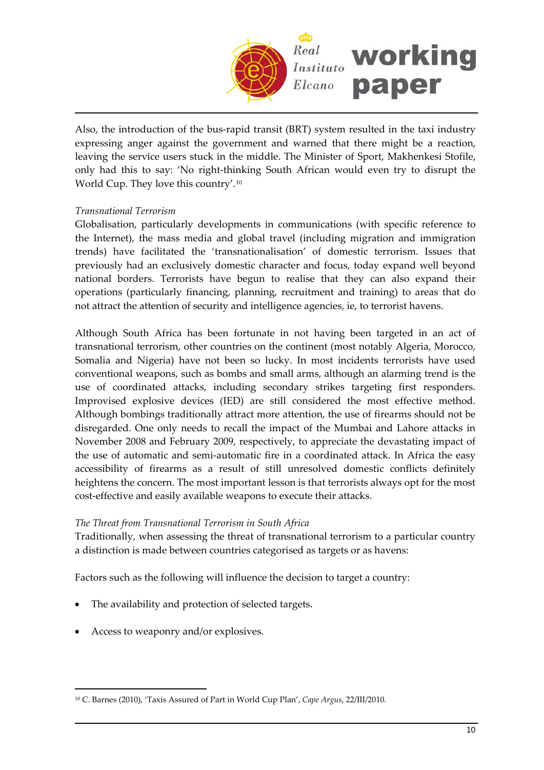Also, the introduction of the bus-rapid transit (BRT) system resulted in the taxi industry expressing anger against the government and warned that there might be a reaction, leaving the service users stuck in the middle. The Minister of Sport, Makhenkesi Stofile, only had this to say: 'No right-thinking South African would even try to disrupt the World Cup. They love this country'.[10]

*Transnational Terrorism*

Globalisation, particularly developments in communications (with specific reference to the Internet), the mass media and global travel (including migration and immigration trends) have facilitated the 'transnationalisation' of domestic terrorism. Issues that previously had an exclusively domestic character and focus, today expand well beyond national borders. Terrorists have begun to realise that they can also expand their operations (particularly financing, planning, recruitment and training) to areas that do not attract the attention of security and intelligence agencies, ie, to terrorist havens.

Although South Africa has been fortunate in not having been targeted in an act of transnational terrorism, other countries on the continent (most notably Algeria, Morocco, Somalia and Nigeria) have not been so lucky. In most incidents terrorists have used conventional weapons, such as bombs and small arms, although an alarming trend is the use of coordinated attacks, including secondary strikes targeting first responders. Improvised explosive devices (IED) are still considered the most effective method. Although bombings traditionally attract more attention, the use of firearms should not be disregarded. One only needs to recall the impact of the Mumbai and Lahore attacks in November 2008 and February 2009, respectively, to appreciate the devastating impact of the use of automatic and semi-automatic fire in a coordinated attack. In Africa the easy accessibility of firearms as a result of still unresolved domestic conflicts definitely heightens the concern. The most important lesson is that terrorists always opt for the most cost-effective and easily available weapons to execute their attacks.

*The Threat from Transnational Terrorism in South Africa*

Traditionally, when assessing the threat of transnational terrorism to a particular country a distinction is made between countries categorised as targets or as havens:

Factors such as the following will influence the decision to target a country:

- The availability and protection of selected targets.
- Access to weaponry and/or explosives.

[10] C. Barnes (2010), 'Taxis Assured of Part in World Cup Plan', *Cape Argus*, 22/III/2010.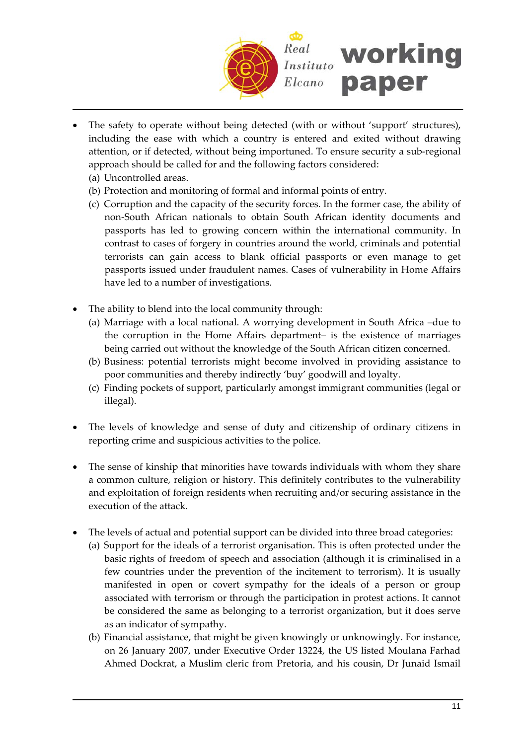- The safety to operate without being detected (with or without 'support' structures), including the ease with which a country is entered and exited without drawing attention, or if detected, without being importuned. To ensure security a sub-regional approach should be called for and the following factors considered:
  (a) Uncontrolled areas.
  (b) Protection and monitoring of formal and informal points of entry.
  (c) Corruption and the capacity of the security forces. In the former case, the ability of non-South African nationals to obtain South African identity documents and passports has led to growing concern within the international community. In contrast to cases of forgery in countries around the world, criminals and potential terrorists can gain access to blank official passports or even manage to get passports issued under fraudulent names. Cases of vulnerability in Home Affairs have led to a number of investigations.

- The ability to blend into the local community through:
  (a) Marriage with a local national. A worrying development in South Africa –due to the corruption in the Home Affairs department– is the existence of marriages being carried out without the knowledge of the South African citizen concerned.
  (b) Business: potential terrorists might become involved in providing assistance to poor communities and thereby indirectly 'buy' goodwill and loyalty.
  (c) Finding pockets of support, particularly amongst immigrant communities (legal or illegal).

- The levels of knowledge and sense of duty and citizenship of ordinary citizens in reporting crime and suspicious activities to the police.

- The sense of kinship that minorities have towards individuals with whom they share a common culture, religion or history. This definitely contributes to the vulnerability and exploitation of foreign residents when recruiting and/or securing assistance in the execution of the attack.

- The levels of actual and potential support can be divided into three broad categories:
  (a) Support for the ideals of a terrorist organisation. This is often protected under the basic rights of freedom of speech and association (although it is criminalised in a few countries under the prevention of the incitement to terrorism). It is usually manifested in open or covert sympathy for the ideals of a person or group associated with terrorism or through the participation in protest actions. It cannot be considered the same as belonging to a terrorist organization, but it does serve as an indicator of sympathy.
  (b) Financial assistance, that might be given knowingly or unknowingly. For instance, on 26 January 2007, under Executive Order 13224, the US listed Moulana Farhad Ahmed Dockrat, a Muslim cleric from Pretoria, and his cousin, Dr Junaid Ismail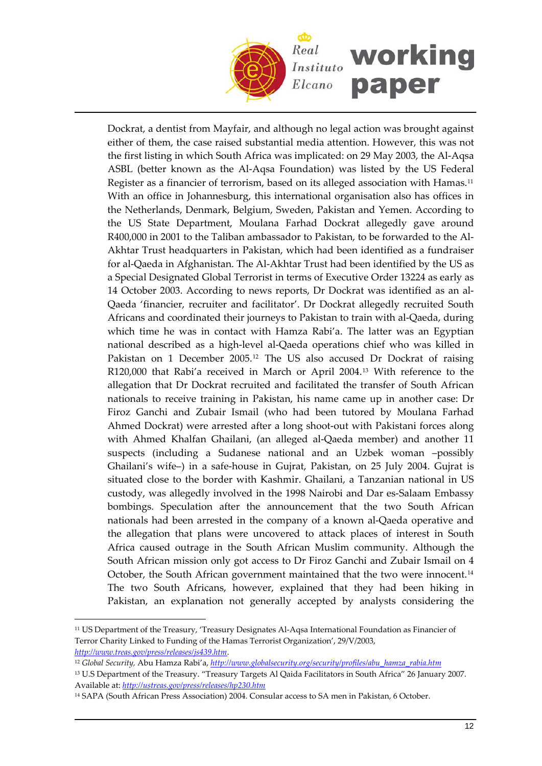Dockrat, a dentist from Mayfair, and although no legal action was brought against either of them, the case raised substantial media attention. However, this was not the first listing in which South Africa was implicated: on 29 May 2003, the Al-Aqsa ASBL (better known as the Al-Aqsa Foundation) was listed by the US Federal Register as a financier of terrorism, based on its alleged association with Hamas.[11] With an office in Johannesburg, this international organisation also has offices in the Netherlands, Denmark, Belgium, Sweden, Pakistan and Yemen. According to the US State Department, Moulana Farhad Dockrat allegedly gave around R400,000 in 2001 to the Taliban ambassador to Pakistan, to be forwarded to the Al-Akhtar Trust headquarters in Pakistan, which had been identified as a fundraiser for al-Qaeda in Afghanistan. The Al-Akhtar Trust had been identified by the US as a Special Designated Global Terrorist in terms of Executive Order 13224 as early as 14 October 2003. According to news reports, Dr Dockrat was identified as an al-Qaeda 'financier, recruiter and facilitator'. Dr Dockrat allegedly recruited South Africans and coordinated their journeys to Pakistan to train with al-Qaeda, during which time he was in contact with Hamza Rabi'a. The latter was an Egyptian national described as a high-level al-Qaeda operations chief who was killed in Pakistan on 1 December 2005.[12] The US also accused Dr Dockrat of raising R120,000 that Rabi'a received in March or April 2004.[13] With reference to the allegation that Dr Dockrat recruited and facilitated the transfer of South African nationals to receive training in Pakistan, his name came up in another case: Dr Firoz Ganchi and Zubair Ismail (who had been tutored by Moulana Farhad Ahmed Dockrat) were arrested after a long shoot-out with Pakistani forces along with Ahmed Khalfan Ghailani, (an alleged al-Qaeda member) and another 11 suspects (including a Sudanese national and an Uzbek woman –possibly Ghailani's wife–) in a safe-house in Gujrat, Pakistan, on 25 July 2004. Gujrat is situated close to the border with Kashmir. Ghailani, a Tanzanian national in US custody, was allegedly involved in the 1998 Nairobi and Dar es-Salaam Embassy bombings. Speculation after the announcement that the two South African nationals had been arrested in the company of a known al-Qaeda operative and the allegation that plans were uncovered to attack places of interest in South Africa caused outrage in the South African Muslim community. Although the South African mission only got access to Dr Firoz Ganchi and Zubair Ismail on 4 October, the South African government maintained that the two were innocent.[14] The two South Africans, however, explained that they had been hiking in Pakistan, an explanation not generally accepted by analysts considering the

---

[11] US Department of the Treasury, 'Treasury Designates Al-Aqsa International Foundation as Financier of Terror Charity Linked to Funding of the Hamas Terrorist Organization', 29/V/2003, *http://www.treas.gov/press/releases/js439.htm*.

[12] *Global Security*, Abu Hamza Rabi'a, *http://www.globalsecurity.org/security/profiles/abu_hamza_rabia.htm*

[13] U.S Department of the Treasury. "Treasury Targets Al Qaida Facilitators in South Africa" 26 January 2007. Available at: *http://ustreas.gov/press/releases/hp230.htm*

[14] SAPA (South African Press Association) 2004. Consular access to SA men in Pakistan, 6 October.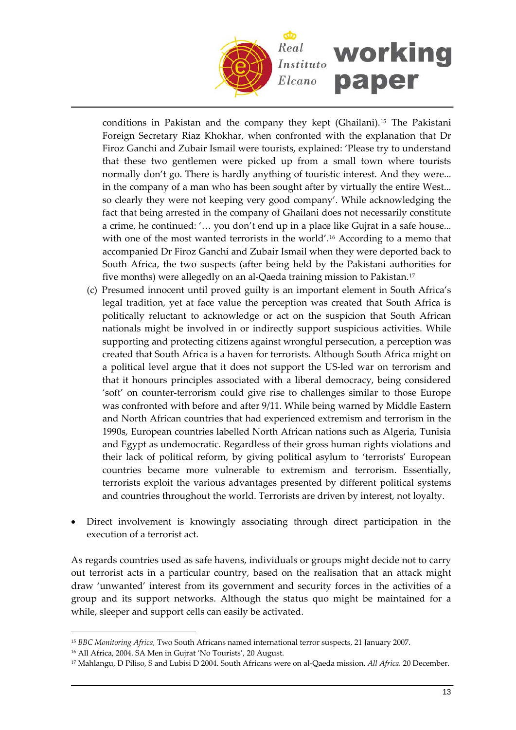conditions in Pakistan and the company they kept (Ghailani).[15] The Pakistani Foreign Secretary Riaz Khokhar, when confronted with the explanation that Dr Firoz Ganchi and Zubair Ismail were tourists, explained: 'Please try to understand that these two gentlemen were picked up from a small town where tourists normally don't go. There is hardly anything of touristic interest. And they were... in the company of a man who has been sought after by virtually the entire West... so clearly they were not keeping very good company'. While acknowledging the fact that being arrested in the company of Ghailani does not necessarily constitute a crime, he continued: '… you don't end up in a place like Gujrat in a safe house... with one of the most wanted terrorists in the world'.[16] According to a memo that accompanied Dr Firoz Ganchi and Zubair Ismail when they were deported back to South Africa, the two suspects (after being held by the Pakistani authorities for five months) were allegedly on an al-Qaeda training mission to Pakistan.[17]

(c) Presumed innocent until proved guilty is an important element in South Africa's legal tradition, yet at face value the perception was created that South Africa is politically reluctant to acknowledge or act on the suspicion that South African nationals might be involved in or indirectly support suspicious activities. While supporting and protecting citizens against wrongful persecution, a perception was created that South Africa is a haven for terrorists. Although South Africa might on a political level argue that it does not support the US-led war on terrorism and that it honours principles associated with a liberal democracy, being considered 'soft' on counter-terrorism could give rise to challenges similar to those Europe was confronted with before and after 9/11. While being warned by Middle Eastern and North African countries that had experienced extremism and terrorism in the 1990s, European countries labelled North African nations such as Algeria, Tunisia and Egypt as undemocratic. Regardless of their gross human rights violations and their lack of political reform, by giving political asylum to 'terrorists' European countries became more vulnerable to extremism and terrorism. Essentially, terrorists exploit the various advantages presented by different political systems and countries throughout the world. Terrorists are driven by interest, not loyalty.

- Direct involvement is knowingly associating through direct participation in the execution of a terrorist act.

As regards countries used as safe havens, individuals or groups might decide not to carry out terrorist acts in a particular country, based on the realisation that an attack might draw 'unwanted' interest from its government and security forces in the activities of a group and its support networks. Although the status quo might be maintained for a while, sleeper and support cells can easily be activated.

---

[15] *BBC Monitoring Africa,* Two South Africans named international terror suspects, 21 January 2007.

[16] All Africa, 2004. SA Men in Gujrat 'No Tourists', 20 August.

[17] Mahlangu, D Piliso, S and Lubisi D 2004. South Africans were on al-Qaeda mission. *All Africa.* 20 December.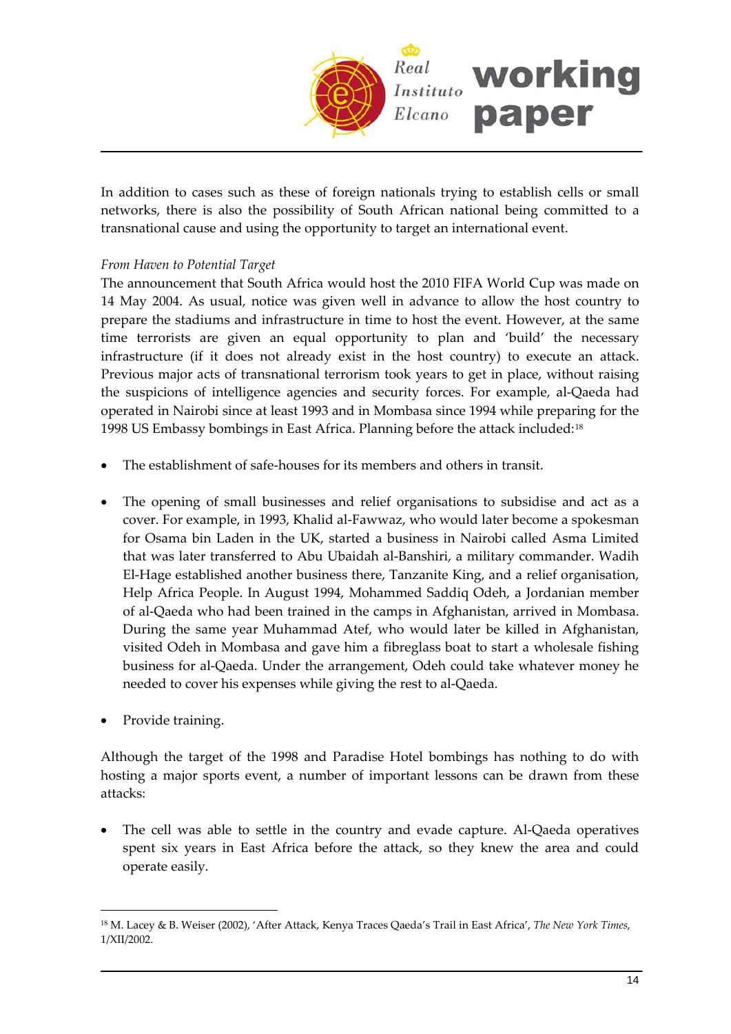In addition to cases such as these of foreign nationals trying to establish cells or small networks, there is also the possibility of South African national being committed to a transnational cause and using the opportunity to target an international event.

*From Haven to Potential Target*

The announcement that South Africa would host the 2010 FIFA World Cup was made on 14 May 2004. As usual, notice was given well in advance to allow the host country to prepare the stadiums and infrastructure in time to host the event. However, at the same time terrorists are given an equal opportunity to plan and 'build' the necessary infrastructure (if it does not already exist in the host country) to execute an attack. Previous major acts of transnational terrorism took years to get in place, without raising the suspicions of intelligence agencies and security forces. For example, al-Qaeda had operated in Nairobi since at least 1993 and in Mombasa since 1994 while preparing for the 1998 US Embassy bombings in East Africa. Planning before the attack included:[18]

- The establishment of safe-houses for its members and others in transit.
- The opening of small businesses and relief organisations to subsidise and act as a cover. For example, in 1993, Khalid al-Fawwaz, who would later become a spokesman for Osama bin Laden in the UK, started a business in Nairobi called Asma Limited that was later transferred to Abu Ubaidah al-Banshiri, a military commander. Wadih El-Hage established another business there, Tanzanite King, and a relief organisation, Help Africa People. In August 1994, Mohammed Saddiq Odeh, a Jordanian member of al-Qaeda who had been trained in the camps in Afghanistan, arrived in Mombasa. During the same year Muhammad Atef, who would later be killed in Afghanistan, visited Odeh in Mombasa and gave him a fibreglass boat to start a wholesale fishing business for al-Qaeda. Under the arrangement, Odeh could take whatever money he needed to cover his expenses while giving the rest to al-Qaeda.
- Provide training.

Although the target of the 1998 and Paradise Hotel bombings has nothing to do with hosting a major sports event, a number of important lessons can be drawn from these attacks:

- The cell was able to settle in the country and evade capture. Al-Qaeda operatives spent six years in East Africa before the attack, so they knew the area and could operate easily.

---

[18] M. Lacey & B. Weiser (2002), 'After Attack, Kenya Traces Qaeda's Trail in East Africa', *The New York Times*, 1/XII/2002.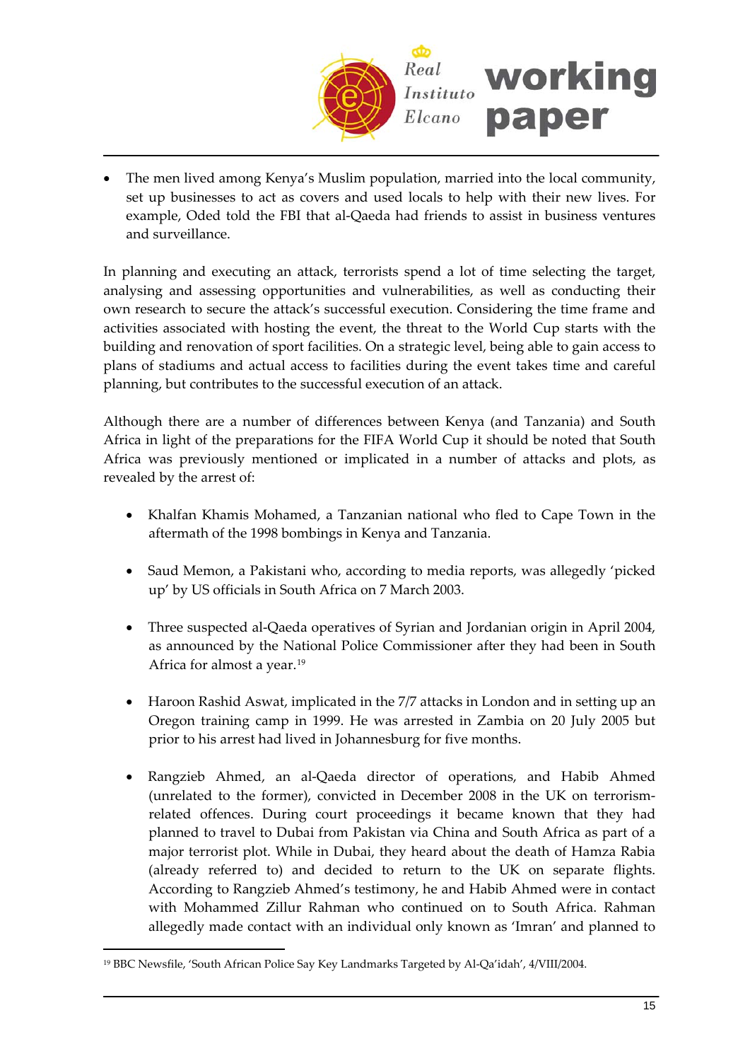- The men lived among Kenya's Muslim population, married into the local community, set up businesses to act as covers and used locals to help with their new lives. For example, Oded told the FBI that al-Qaeda had friends to assist in business ventures and surveillance.

In planning and executing an attack, terrorists spend a lot of time selecting the target, analysing and assessing opportunities and vulnerabilities, as well as conducting their own research to secure the attack's successful execution. Considering the time frame and activities associated with hosting the event, the threat to the World Cup starts with the building and renovation of sport facilities. On a strategic level, being able to gain access to plans of stadiums and actual access to facilities during the event takes time and careful planning, but contributes to the successful execution of an attack.

Although there are a number of differences between Kenya (and Tanzania) and South Africa in light of the preparations for the FIFA World Cup it should be noted that South Africa was previously mentioned or implicated in a number of attacks and plots, as revealed by the arrest of:

- Khalfan Khamis Mohamed, a Tanzanian national who fled to Cape Town in the aftermath of the 1998 bombings in Kenya and Tanzania.

- Saud Memon, a Pakistani who, according to media reports, was allegedly 'picked up' by US officials in South Africa on 7 March 2003.

- Three suspected al-Qaeda operatives of Syrian and Jordanian origin in April 2004, as announced by the National Police Commissioner after they had been in South Africa for almost a year.[19]

- Haroon Rashid Aswat, implicated in the 7/7 attacks in London and in setting up an Oregon training camp in 1999. He was arrested in Zambia on 20 July 2005 but prior to his arrest had lived in Johannesburg for five months.

- Rangzieb Ahmed, an al-Qaeda director of operations, and Habib Ahmed (unrelated to the former), convicted in December 2008 in the UK on terrorism-related offences. During court proceedings it became known that they had planned to travel to Dubai from Pakistan via China and South Africa as part of a major terrorist plot. While in Dubai, they heard about the death of Hamza Rabia (already referred to) and decided to return to the UK on separate flights. According to Rangzieb Ahmed's testimony, he and Habib Ahmed were in contact with Mohammed Zillur Rahman who continued on to South Africa. Rahman allegedly made contact with an individual only known as 'Imran' and planned to

[19] BBC Newsfile, 'South African Police Say Key Landmarks Targeted by Al-Qa'idah', 4/VIII/2004.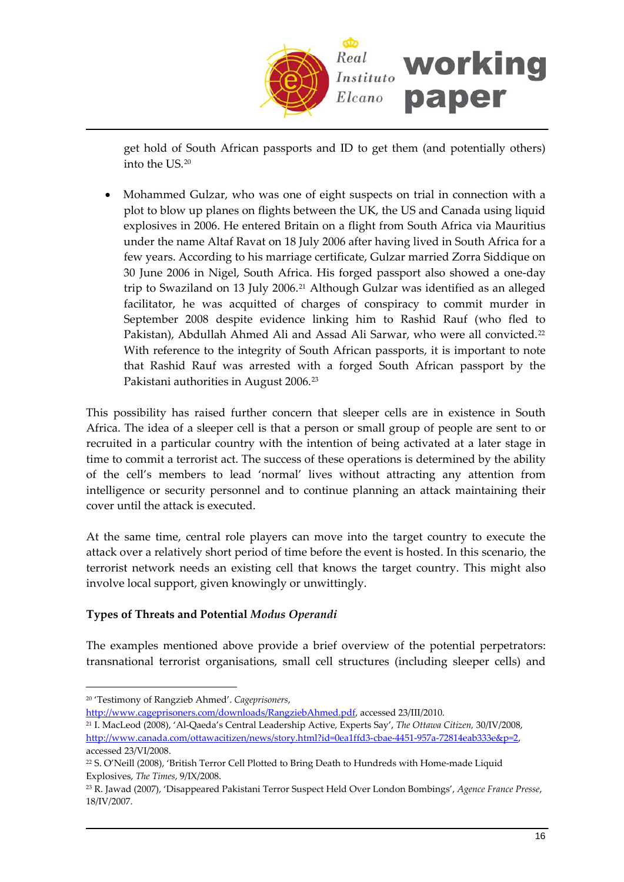get hold of South African passports and ID to get them (and potentially others) into the US.[20]

- Mohammed Gulzar, who was one of eight suspects on trial in connection with a plot to blow up planes on flights between the UK, the US and Canada using liquid explosives in 2006. He entered Britain on a flight from South Africa via Mauritius under the name Altaf Ravat on 18 July 2006 after having lived in South Africa for a few years. According to his marriage certificate, Gulzar married Zorra Siddique on 30 June 2006 in Nigel, South Africa. His forged passport also showed a one-day trip to Swaziland on 13 July 2006.[21] Although Gulzar was identified as an alleged facilitator, he was acquitted of charges of conspiracy to commit murder in September 2008 despite evidence linking him to Rashid Rauf (who fled to Pakistan), Abdullah Ahmed Ali and Assad Ali Sarwar, who were all convicted.[22] With reference to the integrity of South African passports, it is important to note that Rashid Rauf was arrested with a forged South African passport by the Pakistani authorities in August 2006.[23]

This possibility has raised further concern that sleeper cells are in existence in South Africa. The idea of a sleeper cell is that a person or small group of people are sent to or recruited in a particular country with the intention of being activated at a later stage in time to commit a terrorist act. The success of these operations is determined by the ability of the cell's members to lead 'normal' lives without attracting any attention from intelligence or security personnel and to continue planning an attack maintaining their cover until the attack is executed.

At the same time, central role players can move into the target country to execute the attack over a relatively short period of time before the event is hosted. In this scenario, the terrorist network needs an existing cell that knows the target country. This might also involve local support, given knowingly or unwittingly.

**Types of Threats and Potential *Modus Operandi***

The examples mentioned above provide a brief overview of the potential perpetrators: transnational terrorist organisations, small cell structures (including sleeper cells) and

---

[20] 'Testimony of Rangzieb Ahmed'. *Cageprisoners*, http://www.cageprisoners.com/downloads/RangziebAhmed.pdf, accessed 23/III/2010.

[21] I. MacLeod (2008), 'Al-Qaeda's Central Leadership Active, Experts Say', *The Ottawa Citizen*, 30/IV/2008, http://www.canada.com/ottawacitizen/news/story.html?id=0ea1ffd3-cbae-4451-957a-72814eab333e&p=2, accessed 23/VI/2008.

[22] S. O'Neill (2008), 'British Terror Cell Plotted to Bring Death to Hundreds with Home-made Liquid Explosives', *The Times*, 9/IX/2008.

[23] R. Jawad (2007), 'Disappeared Pakistani Terror Suspect Held Over London Bombings', *Agence France Presse*, 18/IV/2007.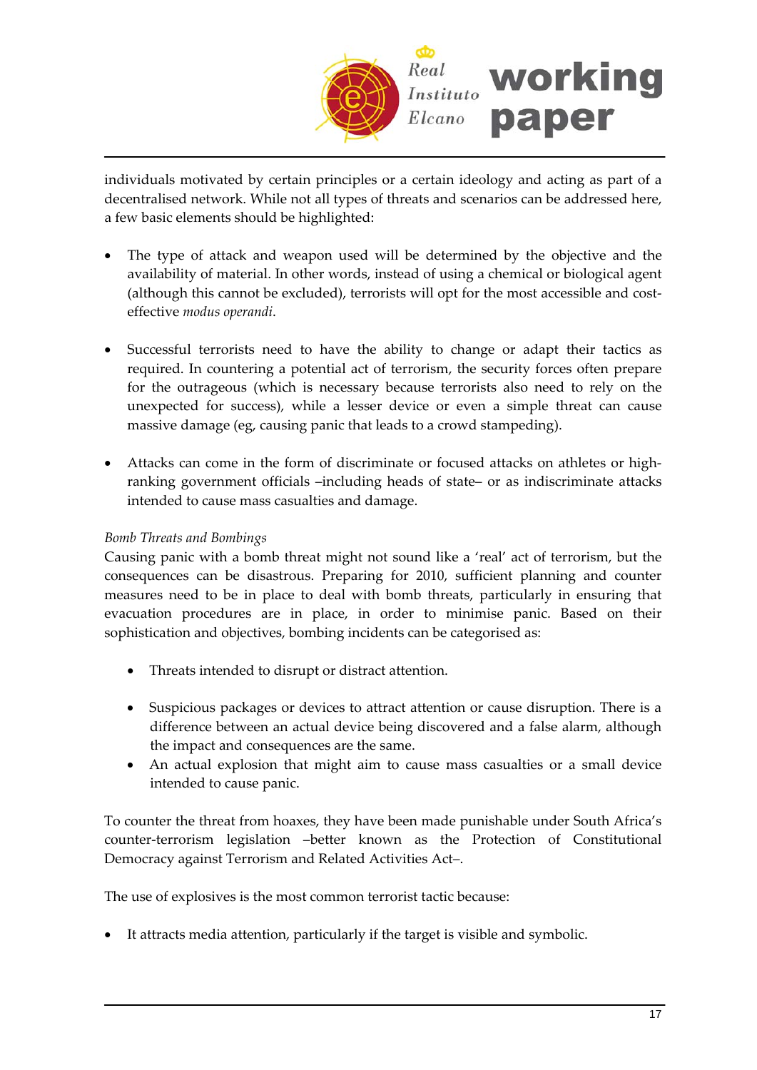individuals motivated by certain principles or a certain ideology and acting as part of a decentralised network. While not all types of threats and scenarios can be addressed here, a few basic elements should be highlighted:

- The type of attack and weapon used will be determined by the objective and the availability of material. In other words, instead of using a chemical or biological agent (although this cannot be excluded), terrorists will opt for the most accessible and cost-effective *modus operandi*.

- Successful terrorists need to have the ability to change or adapt their tactics as required. In countering a potential act of terrorism, the security forces often prepare for the outrageous (which is necessary because terrorists also need to rely on the unexpected for success), while a lesser device or even a simple threat can cause massive damage (eg, causing panic that leads to a crowd stampeding).

- Attacks can come in the form of discriminate or focused attacks on athletes or high-ranking government officials –including heads of state– or as indiscriminate attacks intended to cause mass casualties and damage.

*Bomb Threats and Bombings*

Causing panic with a bomb threat might not sound like a 'real' act of terrorism, but the consequences can be disastrous. Preparing for 2010, sufficient planning and counter measures need to be in place to deal with bomb threats, particularly in ensuring that evacuation procedures are in place, in order to minimise panic. Based on their sophistication and objectives, bombing incidents can be categorised as:

- Threats intended to disrupt or distract attention.

- Suspicious packages or devices to attract attention or cause disruption. There is a difference between an actual device being discovered and a false alarm, although the impact and consequences are the same.
- An actual explosion that might aim to cause mass casualties or a small device intended to cause panic.

To counter the threat from hoaxes, they have been made punishable under South Africa's counter-terrorism legislation –better known as the Protection of Constitutional Democracy against Terrorism and Related Activities Act–.

The use of explosives is the most common terrorist tactic because:

- It attracts media attention, particularly if the target is visible and symbolic.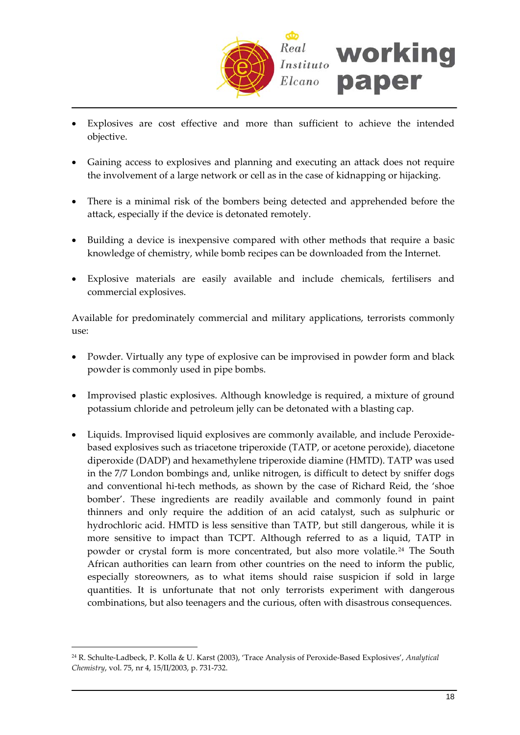- Explosives are cost effective and more than sufficient to achieve the intended objective.

- Gaining access to explosives and planning and executing an attack does not require the involvement of a large network or cell as in the case of kidnapping or hijacking.

- There is a minimal risk of the bombers being detected and apprehended before the attack, especially if the device is detonated remotely.

- Building a device is inexpensive compared with other methods that require a basic knowledge of chemistry, while bomb recipes can be downloaded from the Internet.

- Explosive materials are easily available and include chemicals, fertilisers and commercial explosives.

Available for predominately commercial and military applications, terrorists commonly use:

- Powder. Virtually any type of explosive can be improvised in powder form and black powder is commonly used in pipe bombs.

- Improvised plastic explosives. Although knowledge is required, a mixture of ground potassium chloride and petroleum jelly can be detonated with a blasting cap.

- Liquids. Improvised liquid explosives are commonly available, and include Peroxide-based explosives such as triacetone triperoxide (TATP, or acetone peroxide), diacetone diperoxide (DADP) and hexamethylene triperoxide diamine (HMTD). TATP was used in the 7/7 London bombings and, unlike nitrogen, is difficult to detect by sniffer dogs and conventional hi-tech methods, as shown by the case of Richard Reid, the 'shoe bomber'. These ingredients are readily available and commonly found in paint thinners and only require the addition of an acid catalyst, such as sulphuric or hydrochloric acid. HMTD is less sensitive than TATP, but still dangerous, while it is more sensitive to impact than TCPT. Although referred to as a liquid, TATP in powder or crystal form is more concentrated, but also more volatile.[24] The South African authorities can learn from other countries on the need to inform the public, especially storeowners, as to what items should raise suspicion if sold in large quantities. It is unfortunate that not only terrorists experiment with dangerous combinations, but also teenagers and the curious, often with disastrous consequences.

---

[24] R. Schulte-Ladbeck, P. Kolla & U. Karst (2003), 'Trace Analysis of Peroxide-Based Explosives', *Analytical Chemistry*, vol. 75, nr 4, 15/II/2003, p. 731-732.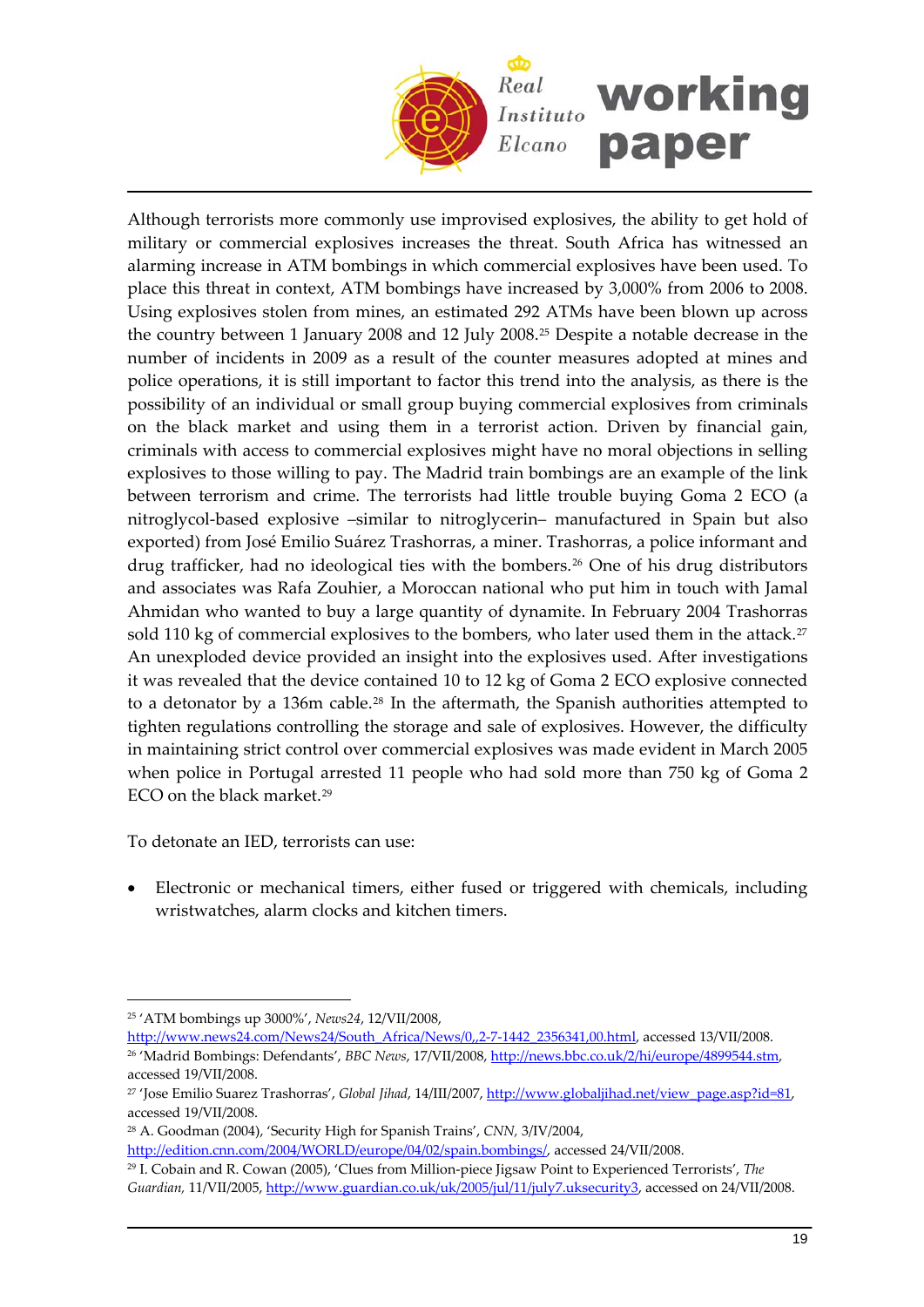Although terrorists more commonly use improvised explosives, the ability to get hold of military or commercial explosives increases the threat. South Africa has witnessed an alarming increase in ATM bombings in which commercial explosives have been used. To place this threat in context, ATM bombings have increased by 3,000% from 2006 to 2008. Using explosives stolen from mines, an estimated 292 ATMs have been blown up across the country between 1 January 2008 and 12 July 2008.[25] Despite a notable decrease in the number of incidents in 2009 as a result of the counter measures adopted at mines and police operations, it is still important to factor this trend into the analysis, as there is the possibility of an individual or small group buying commercial explosives from criminals on the black market and using them in a terrorist action. Driven by financial gain, criminals with access to commercial explosives might have no moral objections in selling explosives to those willing to pay. The Madrid train bombings are an example of the link between terrorism and crime. The terrorists had little trouble buying Goma 2 ECO (a nitroglycol-based explosive –similar to nitroglycerin– manufactured in Spain but also exported) from José Emilio Suárez Trashorras, a miner. Trashorras, a police informant and drug trafficker, had no ideological ties with the bombers.[26] One of his drug distributors and associates was Rafa Zouhier, a Moroccan national who put him in touch with Jamal Ahmidan who wanted to buy a large quantity of dynamite. In February 2004 Trashorras sold 110 kg of commercial explosives to the bombers, who later used them in the attack.[27] An unexploded device provided an insight into the explosives used. After investigations it was revealed that the device contained 10 to 12 kg of Goma 2 ECO explosive connected to a detonator by a 136m cable.[28] In the aftermath, the Spanish authorities attempted to tighten regulations controlling the storage and sale of explosives. However, the difficulty in maintaining strict control over commercial explosives was made evident in March 2005 when police in Portugal arrested 11 people who had sold more than 750 kg of Goma 2 ECO on the black market.[29]

To detonate an IED, terrorists can use:

- Electronic or mechanical timers, either fused or triggered with chemicals, including wristwatches, alarm clocks and kitchen timers.

---

[25] 'ATM bombings up 3000%', *News24*, 12/VII/2008, http://www.news24.com/News24/South_Africa/News/0,,2-7-1442_2356341,00.html, accessed 13/VII/2008.

[26] 'Madrid Bombings: Defendants', *BBC News*, 17/VII/2008, http://news.bbc.co.uk/2/hi/europe/4899544.stm, accessed 19/VII/2008.

[27] 'Jose Emilio Suarez Trashorras', *Global Jihad*, 14/III/2007, http://www.globaljihad.net/view_page.asp?id=81, accessed 19/VII/2008.

[28] A. Goodman (2004), 'Security High for Spanish Trains', *CNN*, 3/IV/2004, http://edition.cnn.com/2004/WORLD/europe/04/02/spain.bombings/, accessed 24/VII/2008.

[29] I. Cobain and R. Cowan (2005), 'Clues from Million-piece Jigsaw Point to Experienced Terrorists', *The Guardian*, 11/VII/2005, http://www.guardian.co.uk/uk/2005/jul/11/july7.uksecurity3, accessed on 24/VII/2008.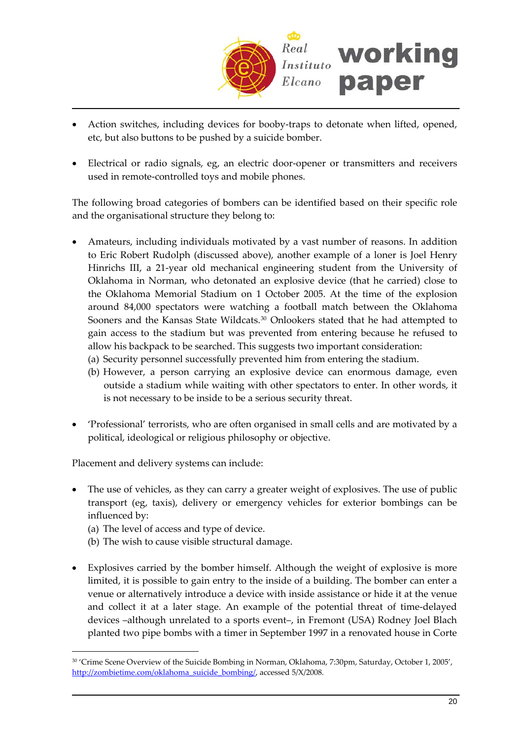- Action switches, including devices for booby-traps to detonate when lifted, opened, etc, but also buttons to be pushed by a suicide bomber.

- Electrical or radio signals, eg, an electric door-opener or transmitters and receivers used in remote-controlled toys and mobile phones.

The following broad categories of bombers can be identified based on their specific role and the organisational structure they belong to:

- Amateurs, including individuals motivated by a vast number of reasons. In addition to Eric Robert Rudolph (discussed above), another example of a loner is Joel Henry Hinrichs III, a 21-year old mechanical engineering student from the University of Oklahoma in Norman, who detonated an explosive device (that he carried) close to the Oklahoma Memorial Stadium on 1 October 2005. At the time of the explosion around 84,000 spectators were watching a football match between the Oklahoma Sooners and the Kansas State Wildcats.[30] Onlookers stated that he had attempted to gain access to the stadium but was prevented from entering because he refused to allow his backpack to be searched. This suggests two important consideration:
  (a) Security personnel successfully prevented him from entering the stadium.
  (b) However, a person carrying an explosive device can enormous damage, even outside a stadium while waiting with other spectators to enter. In other words, it is not necessary to be inside to be a serious security threat.

- 'Professional' terrorists, who are often organised in small cells and are motivated by a political, ideological or religious philosophy or objective.

Placement and delivery systems can include:

- The use of vehicles, as they can carry a greater weight of explosives. The use of public transport (eg, taxis), delivery or emergency vehicles for exterior bombings can be influenced by:
  (a) The level of access and type of device.
  (b) The wish to cause visible structural damage.

- Explosives carried by the bomber himself. Although the weight of explosive is more limited, it is possible to gain entry to the inside of a building. The bomber can enter a venue or alternatively introduce a device with inside assistance or hide it at the venue and collect it at a later stage. An example of the potential threat of time-delayed devices –although unrelated to a sports event–, in Fremont (USA) Rodney Joel Blach planted two pipe bombs with a timer in September 1997 in a renovated house in Corte

---

[30] 'Crime Scene Overview of the Suicide Bombing in Norman, Oklahoma, 7:30pm, Saturday, October 1, 2005', http://zombietime.com/oklahoma_suicide_bombing/, accessed 5/X/2008.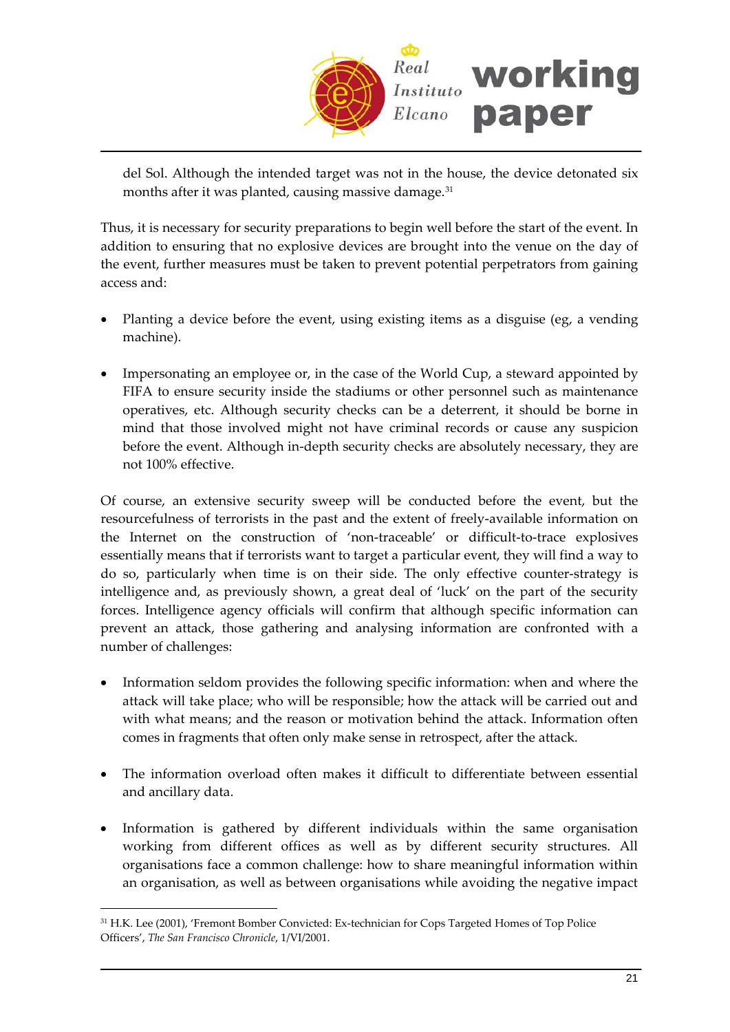del Sol. Although the intended target was not in the house, the device detonated six months after it was planted, causing massive damage.[31]

Thus, it is necessary for security preparations to begin well before the start of the event. In addition to ensuring that no explosive devices are brought into the venue on the day of the event, further measures must be taken to prevent potential perpetrators from gaining access and:

- Planting a device before the event, using existing items as a disguise (eg, a vending machine).

- Impersonating an employee or, in the case of the World Cup, a steward appointed by FIFA to ensure security inside the stadiums or other personnel such as maintenance operatives, etc. Although security checks can be a deterrent, it should be borne in mind that those involved might not have criminal records or cause any suspicion before the event. Although in-depth security checks are absolutely necessary, they are not 100% effective.

Of course, an extensive security sweep will be conducted before the event, but the resourcefulness of terrorists in the past and the extent of freely-available information on the Internet on the construction of 'non-traceable' or difficult-to-trace explosives essentially means that if terrorists want to target a particular event, they will find a way to do so, particularly when time is on their side. The only effective counter-strategy is intelligence and, as previously shown, a great deal of 'luck' on the part of the security forces. Intelligence agency officials will confirm that although specific information can prevent an attack, those gathering and analysing information are confronted with a number of challenges:

- Information seldom provides the following specific information: when and where the attack will take place; who will be responsible; how the attack will be carried out and with what means; and the reason or motivation behind the attack. Information often comes in fragments that often only make sense in retrospect, after the attack.

- The information overload often makes it difficult to differentiate between essential and ancillary data.

- Information is gathered by different individuals within the same organisation working from different offices as well as by different security structures. All organisations face a common challenge: how to share meaningful information within an organisation, as well as between organisations while avoiding the negative impact

---

[31] H.K. Lee (2001), 'Fremont Bomber Convicted: Ex-technician for Cops Targeted Homes of Top Police Officers', *The San Francisco Chronicle*, 1/VI/2001.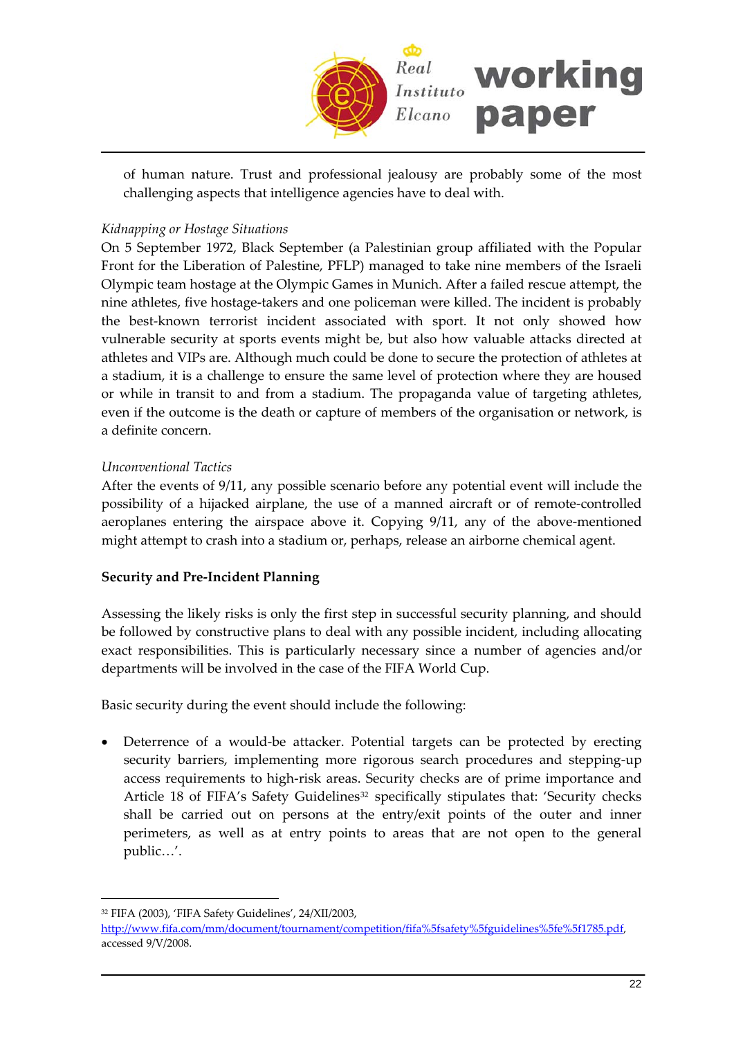of human nature. Trust and professional jealousy are probably some of the most challenging aspects that intelligence agencies have to deal with.

*Kidnapping or Hostage Situations*

On 5 September 1972, Black September (a Palestinian group affiliated with the Popular Front for the Liberation of Palestine, PFLP) managed to take nine members of the Israeli Olympic team hostage at the Olympic Games in Munich. After a failed rescue attempt, the nine athletes, five hostage-takers and one policeman were killed. The incident is probably the best-known terrorist incident associated with sport. It not only showed how vulnerable security at sports events might be, but also how valuable attacks directed at athletes and VIPs are. Although much could be done to secure the protection of athletes at a stadium, it is a challenge to ensure the same level of protection where they are housed or while in transit to and from a stadium. The propaganda value of targeting athletes, even if the outcome is the death or capture of members of the organisation or network, is a definite concern.

*Unconventional Tactics*

After the events of 9/11, any possible scenario before any potential event will include the possibility of a hijacked airplane, the use of a manned aircraft or of remote-controlled aeroplanes entering the airspace above it. Copying 9/11, any of the above-mentioned might attempt to crash into a stadium or, perhaps, release an airborne chemical agent.

**Security and Pre-Incident Planning**

Assessing the likely risks is only the first step in successful security planning, and should be followed by constructive plans to deal with any possible incident, including allocating exact responsibilities. This is particularly necessary since a number of agencies and/or departments will be involved in the case of the FIFA World Cup.

Basic security during the event should include the following:

- Deterrence of a would-be attacker. Potential targets can be protected by erecting security barriers, implementing more rigorous search procedures and stepping-up access requirements to high-risk areas. Security checks are of prime importance and Article 18 of FIFA's Safety Guidelines[32] specifically stipulates that: 'Security checks shall be carried out on persons at the entry/exit points of the outer and inner perimeters, as well as at entry points to areas that are not open to the general public…'.

[32] FIFA (2003), 'FIFA Safety Guidelines', 24/XII/2003, http://www.fifa.com/mm/document/tournament/competition/fifa%5fsafety%5fguidelines%5fe%5f1785.pdf, accessed 9/V/2008.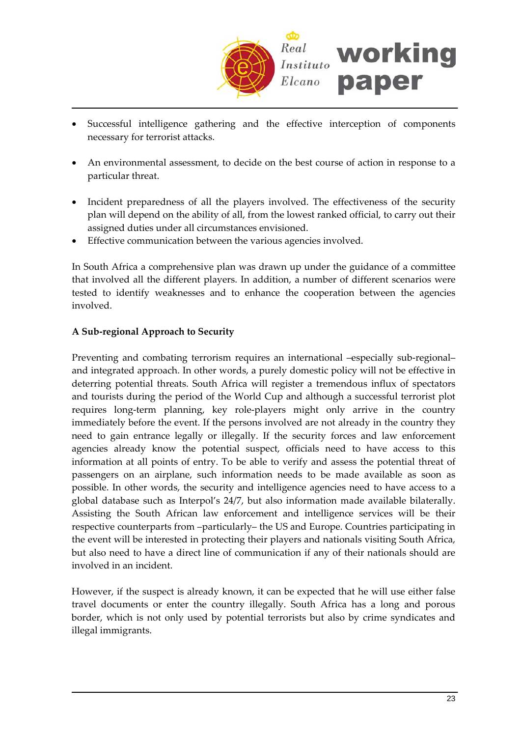- Successful intelligence gathering and the effective interception of components necessary for terrorist attacks.
- An environmental assessment, to decide on the best course of action in response to a particular threat.
- Incident preparedness of all the players involved. The effectiveness of the security plan will depend on the ability of all, from the lowest ranked official, to carry out their assigned duties under all circumstances envisioned.
- Effective communication between the various agencies involved.

In South Africa a comprehensive plan was drawn up under the guidance of a committee that involved all the different players. In addition, a number of different scenarios were tested to identify weaknesses and to enhance the cooperation between the agencies involved.

**A Sub-regional Approach to Security**

Preventing and combating terrorism requires an international –especially sub-regional– and integrated approach. In other words, a purely domestic policy will not be effective in deterring potential threats. South Africa will register a tremendous influx of spectators and tourists during the period of the World Cup and although a successful terrorist plot requires long-term planning, key role-players might only arrive in the country immediately before the event. If the persons involved are not already in the country they need to gain entrance legally or illegally. If the security forces and law enforcement agencies already know the potential suspect, officials need to have access to this information at all points of entry. To be able to verify and assess the potential threat of passengers on an airplane, such information needs to be made available as soon as possible. In other words, the security and intelligence agencies need to have access to a global database such as Interpol's 24/7, but also information made available bilaterally. Assisting the South African law enforcement and intelligence services will be their respective counterparts from –particularly– the US and Europe. Countries participating in the event will be interested in protecting their players and nationals visiting South Africa, but also need to have a direct line of communication if any of their nationals should are involved in an incident.

However, if the suspect is already known, it can be expected that he will use either false travel documents or enter the country illegally. South Africa has a long and porous border, which is not only used by potential terrorists but also by crime syndicates and illegal immigrants.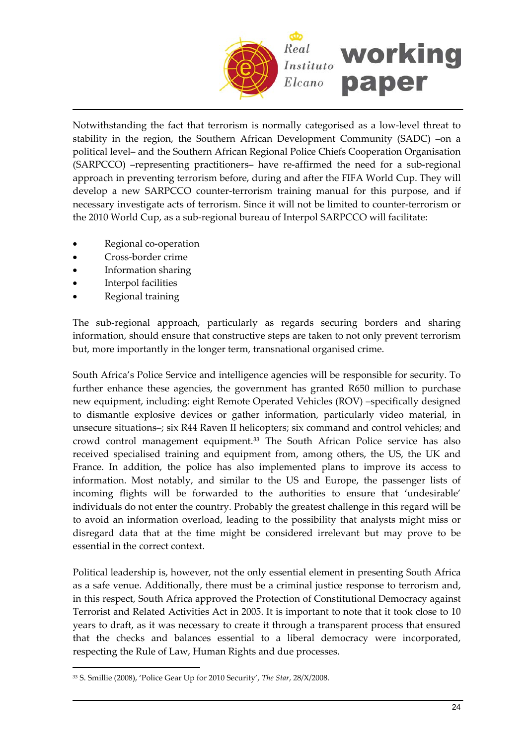Notwithstanding the fact that terrorism is normally categorised as a low-level threat to stability in the region, the Southern African Development Community (SADC) –on a political level– and the Southern African Regional Police Chiefs Cooperation Organisation (SARPCCO) –representing practitioners– have re-affirmed the need for a sub-regional approach in preventing terrorism before, during and after the FIFA World Cup. They will develop a new SARPCCO counter-terrorism training manual for this purpose, and if necessary investigate acts of terrorism. Since it will not be limited to counter-terrorism or the 2010 World Cup, as a sub-regional bureau of Interpol SARPCCO will facilitate:

- Regional co-operation
- Cross-border crime
- Information sharing
- Interpol facilities
- Regional training

The sub-regional approach, particularly as regards securing borders and sharing information, should ensure that constructive steps are taken to not only prevent terrorism but, more importantly in the longer term, transnational organised crime.

South Africa's Police Service and intelligence agencies will be responsible for security. To further enhance these agencies, the government has granted R650 million to purchase new equipment, including: eight Remote Operated Vehicles (ROV) –specifically designed to dismantle explosive devices or gather information, particularly video material, in unsecure situations–; six R44 Raven II helicopters; six command and control vehicles; and crowd control management equipment.[33] The South African Police service has also received specialised training and equipment from, among others, the US, the UK and France. In addition, the police has also implemented plans to improve its access to information. Most notably, and similar to the US and Europe, the passenger lists of incoming flights will be forwarded to the authorities to ensure that 'undesirable' individuals do not enter the country. Probably the greatest challenge in this regard will be to avoid an information overload, leading to the possibility that analysts might miss or disregard data that at the time might be considered irrelevant but may prove to be essential in the correct context.

Political leadership is, however, not the only essential element in presenting South Africa as a safe venue. Additionally, there must be a criminal justice response to terrorism and, in this respect, South Africa approved the Protection of Constitutional Democracy against Terrorist and Related Activities Act in 2005. It is important to note that it took close to 10 years to draft, as it was necessary to create it through a transparent process that ensured that the checks and balances essential to a liberal democracy were incorporated, respecting the Rule of Law, Human Rights and due processes.

[33] S. Smillie (2008), 'Police Gear Up for 2010 Security', *The Star*, 28/X/2008.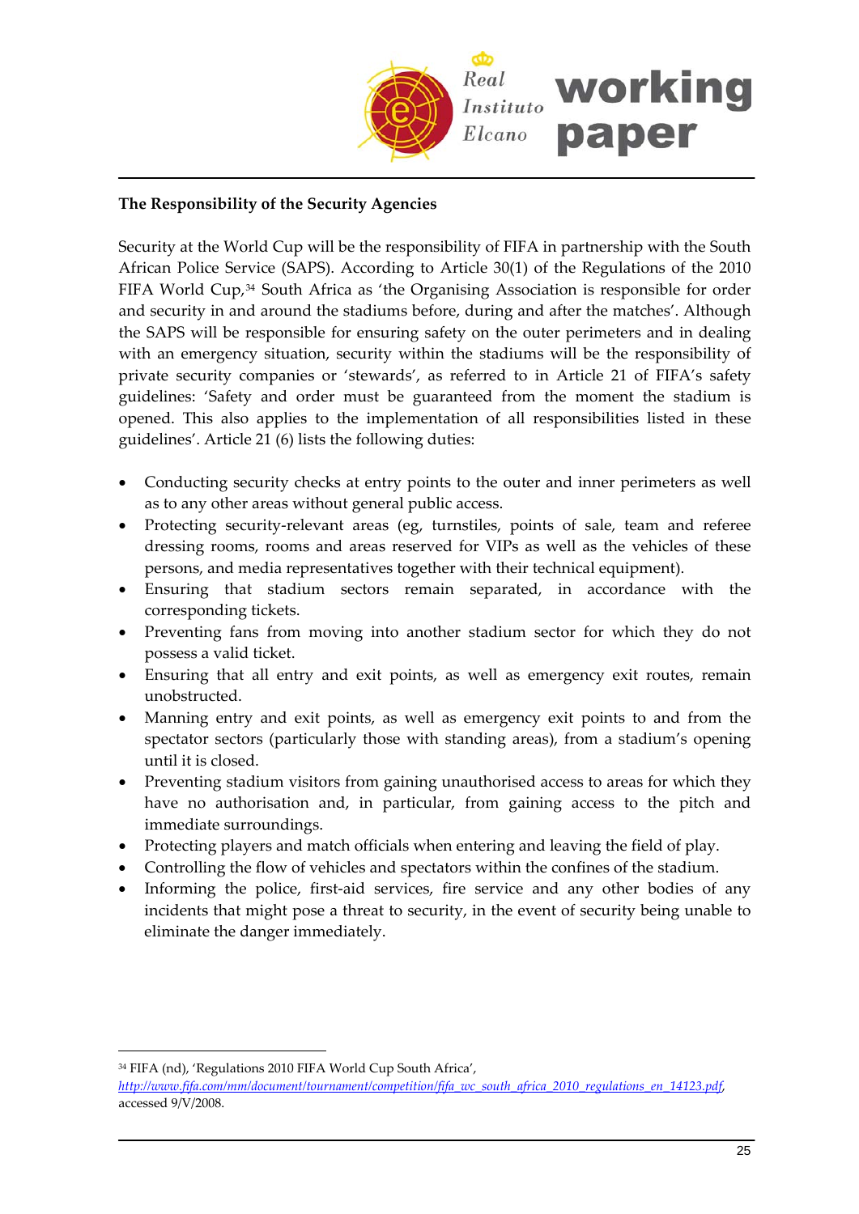**The Responsibility of the Security Agencies**

Security at the World Cup will be the responsibility of FIFA in partnership with the South African Police Service (SAPS). According to Article 30(1) of the Regulations of the 2010 FIFA World Cup,[34] South Africa as 'the Organising Association is responsible for order and security in and around the stadiums before, during and after the matches'. Although the SAPS will be responsible for ensuring safety on the outer perimeters and in dealing with an emergency situation, security within the stadiums will be the responsibility of private security companies or 'stewards', as referred to in Article 21 of FIFA's safety guidelines: 'Safety and order must be guaranteed from the moment the stadium is opened. This also applies to the implementation of all responsibilities listed in these guidelines'. Article 21 (6) lists the following duties:

- Conducting security checks at entry points to the outer and inner perimeters as well as to any other areas without general public access.
- Protecting security-relevant areas (eg, turnstiles, points of sale, team and referee dressing rooms, rooms and areas reserved for VIPs as well as the vehicles of these persons, and media representatives together with their technical equipment).
- Ensuring that stadium sectors remain separated, in accordance with the corresponding tickets.
- Preventing fans from moving into another stadium sector for which they do not possess a valid ticket.
- Ensuring that all entry and exit points, as well as emergency exit routes, remain unobstructed.
- Manning entry and exit points, as well as emergency exit points to and from the spectator sectors (particularly those with standing areas), from a stadium's opening until it is closed.
- Preventing stadium visitors from gaining unauthorised access to areas for which they have no authorisation and, in particular, from gaining access to the pitch and immediate surroundings.
- Protecting players and match officials when entering and leaving the field of play.
- Controlling the flow of vehicles and spectators within the confines of the stadium.
- Informing the police, first-aid services, fire service and any other bodies of any incidents that might pose a threat to security, in the event of security being unable to eliminate the danger immediately.

---

[34] FIFA (nd), 'Regulations 2010 FIFA World Cup South Africa', *http://www.fifa.com/mm/document/tournament/competition/fifa_wc_south_africa_2010_regulations_en_14123.pdf*, accessed 9/V/2008.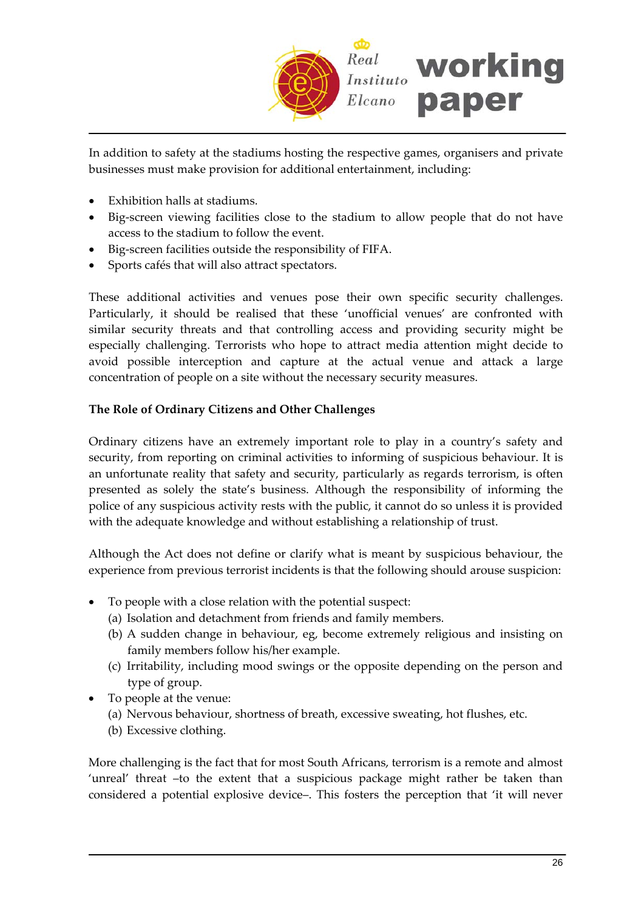In addition to safety at the stadiums hosting the respective games, organisers and private businesses must make provision for additional entertainment, including:

- Exhibition halls at stadiums.
- Big-screen viewing facilities close to the stadium to allow people that do not have access to the stadium to follow the event.
- Big-screen facilities outside the responsibility of FIFA.
- Sports cafés that will also attract spectators.

These additional activities and venues pose their own specific security challenges. Particularly, it should be realised that these 'unofficial venues' are confronted with similar security threats and that controlling access and providing security might be especially challenging. Terrorists who hope to attract media attention might decide to avoid possible interception and capture at the actual venue and attack a large concentration of people on a site without the necessary security measures.

**The Role of Ordinary Citizens and Other Challenges**

Ordinary citizens have an extremely important role to play in a country's safety and security, from reporting on criminal activities to informing of suspicious behaviour. It is an unfortunate reality that safety and security, particularly as regards terrorism, is often presented as solely the state's business. Although the responsibility of informing the police of any suspicious activity rests with the public, it cannot do so unless it is provided with the adequate knowledge and without establishing a relationship of trust.

Although the Act does not define or clarify what is meant by suspicious behaviour, the experience from previous terrorist incidents is that the following should arouse suspicion:

- To people with a close relation with the potential suspect:
  (a) Isolation and detachment from friends and family members.
  (b) A sudden change in behaviour, eg, become extremely religious and insisting on family members follow his/her example.
  (c) Irritability, including mood swings or the opposite depending on the person and type of group.
- To people at the venue:
  (a) Nervous behaviour, shortness of breath, excessive sweating, hot flushes, etc.
  (b) Excessive clothing.

More challenging is the fact that for most South Africans, terrorism is a remote and almost 'unreal' threat –to the extent that a suspicious package might rather be taken than considered a potential explosive device–. This fosters the perception that 'it will never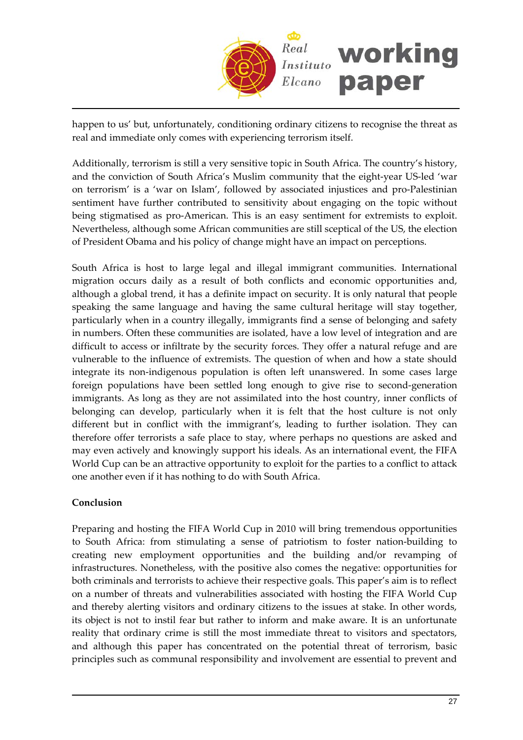happen to us' but, unfortunately, conditioning ordinary citizens to recognise the threat as real and immediate only comes with experiencing terrorism itself.

Additionally, terrorism is still a very sensitive topic in South Africa. The country's history, and the conviction of South Africa's Muslim community that the eight-year US-led 'war on terrorism' is a 'war on Islam', followed by associated injustices and pro-Palestinian sentiment have further contributed to sensitivity about engaging on the topic without being stigmatised as pro-American. This is an easy sentiment for extremists to exploit. Nevertheless, although some African communities are still sceptical of the US, the election of President Obama and his policy of change might have an impact on perceptions.

South Africa is host to large legal and illegal immigrant communities. International migration occurs daily as a result of both conflicts and economic opportunities and, although a global trend, it has a definite impact on security. It is only natural that people speaking the same language and having the same cultural heritage will stay together, particularly when in a country illegally, immigrants find a sense of belonging and safety in numbers. Often these communities are isolated, have a low level of integration and are difficult to access or infiltrate by the security forces. They offer a natural refuge and are vulnerable to the influence of extremists. The question of when and how a state should integrate its non-indigenous population is often left unanswered. In some cases large foreign populations have been settled long enough to give rise to second-generation immigrants. As long as they are not assimilated into the host country, inner conflicts of belonging can develop, particularly when it is felt that the host culture is not only different but in conflict with the immigrant's, leading to further isolation. They can therefore offer terrorists a safe place to stay, where perhaps no questions are asked and may even actively and knowingly support his ideals. As an international event, the FIFA World Cup can be an attractive opportunity to exploit for the parties to a conflict to attack one another even if it has nothing to do with South Africa.

**Conclusion**

Preparing and hosting the FIFA World Cup in 2010 will bring tremendous opportunities to South Africa: from stimulating a sense of patriotism to foster nation-building to creating new employment opportunities and the building and/or revamping of infrastructures. Nonetheless, with the positive also comes the negative: opportunities for both criminals and terrorists to achieve their respective goals. This paper's aim is to reflect on a number of threats and vulnerabilities associated with hosting the FIFA World Cup and thereby alerting visitors and ordinary citizens to the issues at stake. In other words, its object is not to instil fear but rather to inform and make aware. It is an unfortunate reality that ordinary crime is still the most immediate threat to visitors and spectators, and although this paper has concentrated on the potential threat of terrorism, basic principles such as communal responsibility and involvement are essential to prevent and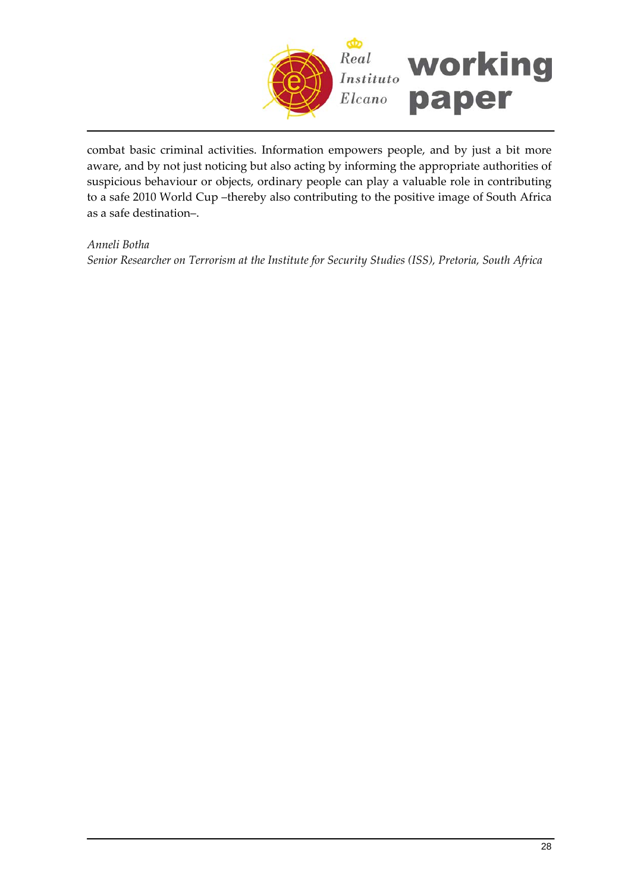combat basic criminal activities. Information empowers people, and by just a bit more aware, and by not just noticing but also acting by informing the appropriate authorities of suspicious behaviour or objects, ordinary people can play a valuable role in contributing to a safe 2010 World Cup –thereby also contributing to the positive image of South Africa as a safe destination–.

*Anneli Botha*
*Senior Researcher on Terrorism at the Institute for Security Studies (ISS), Pretoria, South Africa*